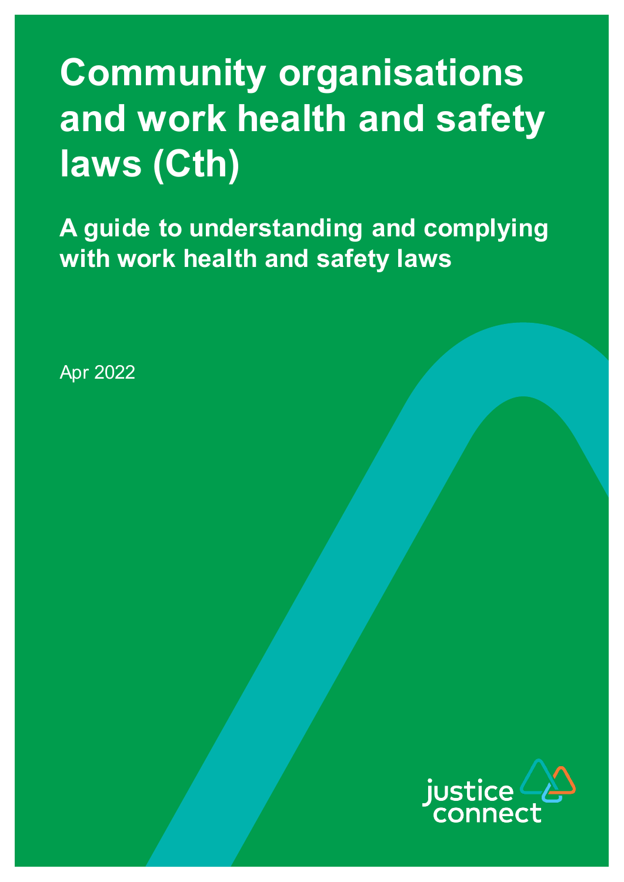# Community organisations and work health and safety laws (Cth)

## A guide to understanding and complying with work health and safety laws

Apr 2022

justice connect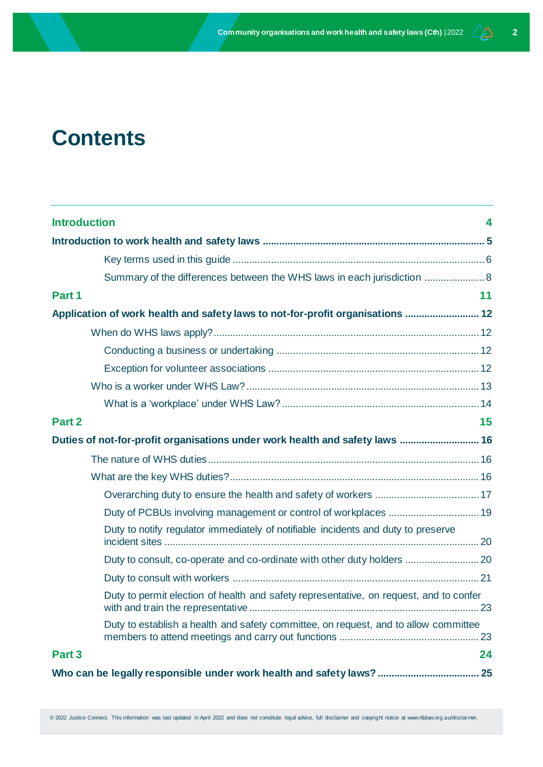# Contents

| | |
|---|---|
| **Introduction** | **4** |
| **Introduction to work health and safety laws** | **5** |
| Key terms used in this guide | 6 |
| Summary of the differences between the WHS laws in each jurisdiction | 8 |
| **Part 1** | **11** |
| **Application of work health and safety laws to not-for-profit organisations** | **12** |
| When do WHS laws apply? | 12 |
| Conducting a business or undertaking | 12 |
| Exception for volunteer associations | 12 |
| Who is a worker under WHS Law? | 13 |
| What is a 'workplace' under WHS Law? | 14 |
| **Part 2** | **15** |
| **Duties of not-for-profit organisations under work health and safety laws** | **16** |
| The nature of WHS duties | 16 |
| What are the key WHS duties? | 16 |
| Overarching duty to ensure the health and safety of workers | 17 |
| Duty of PCBUs involving management or control of workplaces | 19 |
| Duty to notify regulator immediately of notifiable incidents and duty to preserve incident sites | 20 |
| Duty to consult, co-operate and co-ordinate with other duty holders | 20 |
| Duty to consult with workers | 21 |
| Duty to permit election of health and safety representative, on request, and to confer with and train the representative | 23 |
| Duty to establish a health and safety committee, on request, and to allow committee members to attend meetings and carry out functions | 23 |
| **Part 3** | **24** |
| **Who can be legally responsible under work health and safety laws?** | **25** |

© 2022 Justice Connect. This information was last updated in April 2022 and does not constitute legal advice, full disclaimer and copyright notice at www.nfplaw.org.au/disclaimer.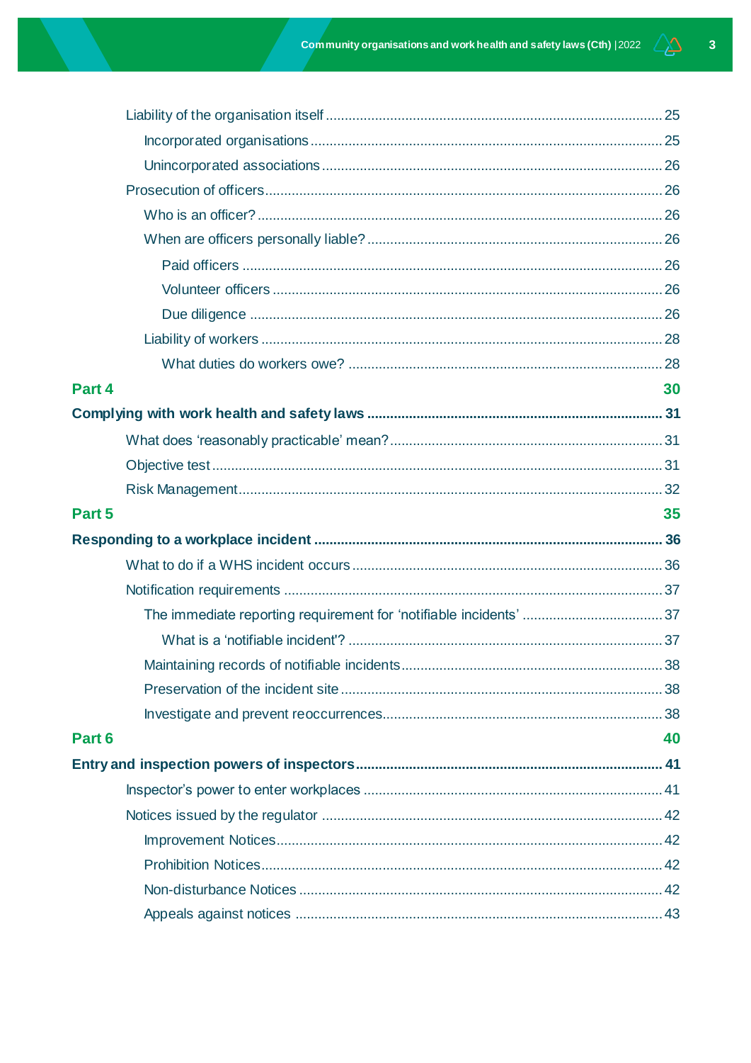- Liability of the organisation itself ..... 25
  - Incorporated organisations ..... 25
  - Unincorporated associations ..... 26
- Prosecution of officers ..... 26
  - Who is an officer? ..... 26
  - When are officers personally liable? ..... 26
    - Paid officers ..... 26
    - Volunteer officers ..... 26
    - Due diligence ..... 26
  - Liability of workers ..... 28
    - What duties do workers owe? ..... 28

**Part 4** ..... **30**

**Complying with work health and safety laws ..... 31**

- What does 'reasonably practicable' mean? ..... 31
- Objective test ..... 31
- Risk Management ..... 32

**Part 5** ..... **35**

**Responding to a workplace incident ..... 36**

- What to do if a WHS incident occurs ..... 36
- Notification requirements ..... 37
  - The immediate reporting requirement for 'notifiable incidents' ..... 37
    - What is a 'notifiable incident'? ..... 37
  - Maintaining records of notifiable incidents ..... 38
  - Preservation of the incident site ..... 38
  - Investigate and prevent reoccurrences ..... 38

**Part 6** ..... **40**

**Entry and inspection powers of inspectors ..... 41**

- Inspector's power to enter workplaces ..... 41
- Notices issued by the regulator ..... 42
  - Improvement Notices ..... 42
  - Prohibition Notices ..... 42
  - Non-disturbance Notices ..... 42
  - Appeals against notices ..... 43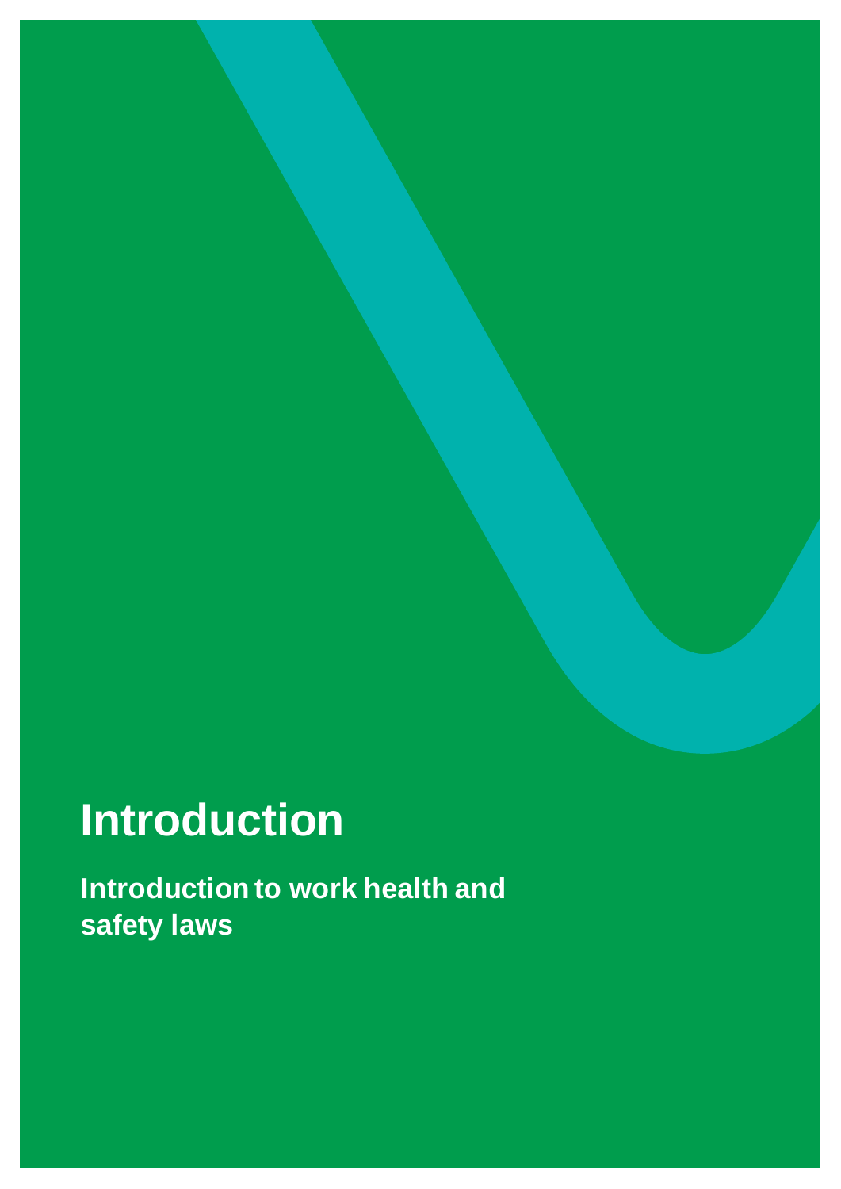# Introduction

## Introduction to work health and safety laws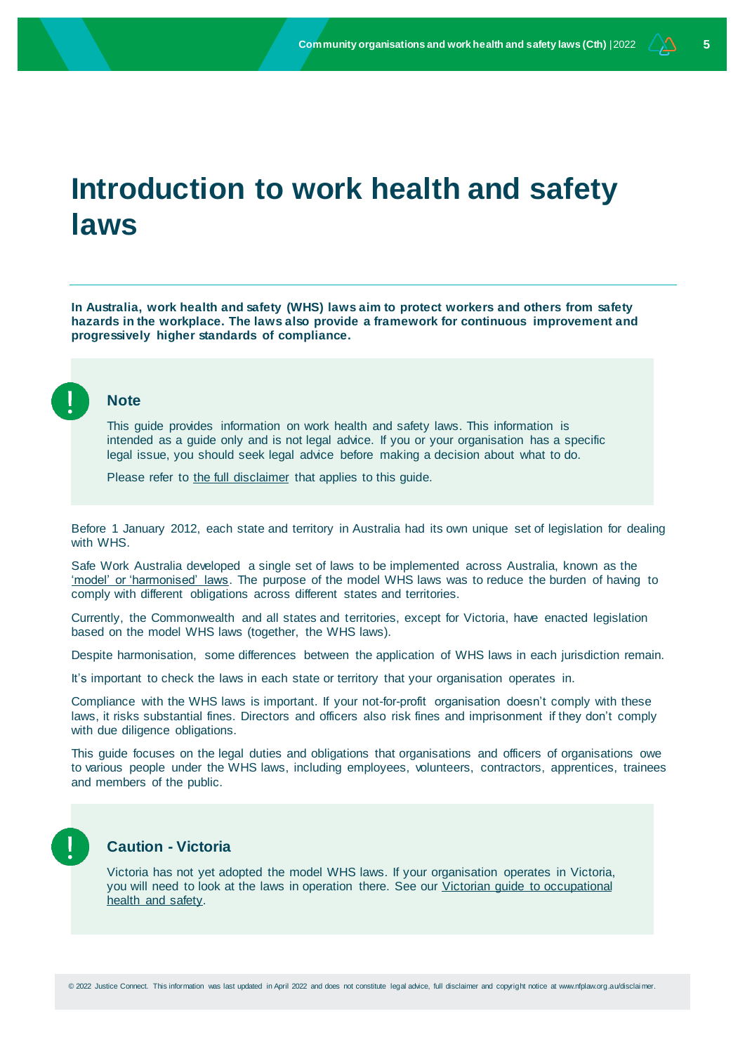# Introduction to work health and safety laws

**In Australia, work health and safety (WHS) laws aim to protect workers and others from safety hazards in the workplace. The laws also provide a framework for continuous improvement and progressively higher standards of compliance.**

> **Note**
>
> This guide provides information on work health and safety laws. This information is intended as a guide only and is not legal advice. If you or your organisation has a specific legal issue, you should seek legal advice before making a decision about what to do.
>
> Please refer to the full disclaimer that applies to this guide.

Before 1 January 2012, each state and territory in Australia had its own unique set of legislation for dealing with WHS.

Safe Work Australia developed a single set of laws to be implemented across Australia, known as the 'model' or 'harmonised' laws. The purpose of the model WHS laws was to reduce the burden of having to comply with different obligations across different states and territories.

Currently, the Commonwealth and all states and territories, except for Victoria, have enacted legislation based on the model WHS laws (together, the WHS laws).

Despite harmonisation, some differences between the application of WHS laws in each jurisdiction remain.

It's important to check the laws in each state or territory that your organisation operates in.

Compliance with the WHS laws is important. If your not-for-profit organisation doesn't comply with these laws, it risks substantial fines. Directors and officers also risk fines and imprisonment if they don't comply with due diligence obligations.

This guide focuses on the legal duties and obligations that organisations and officers of organisations owe to various people under the WHS laws, including employees, volunteers, contractors, apprentices, trainees and members of the public.

> **Caution - Victoria**
>
> Victoria has not yet adopted the model WHS laws. If your organisation operates in Victoria, you will need to look at the laws in operation there. See our Victorian guide to occupational health and safety.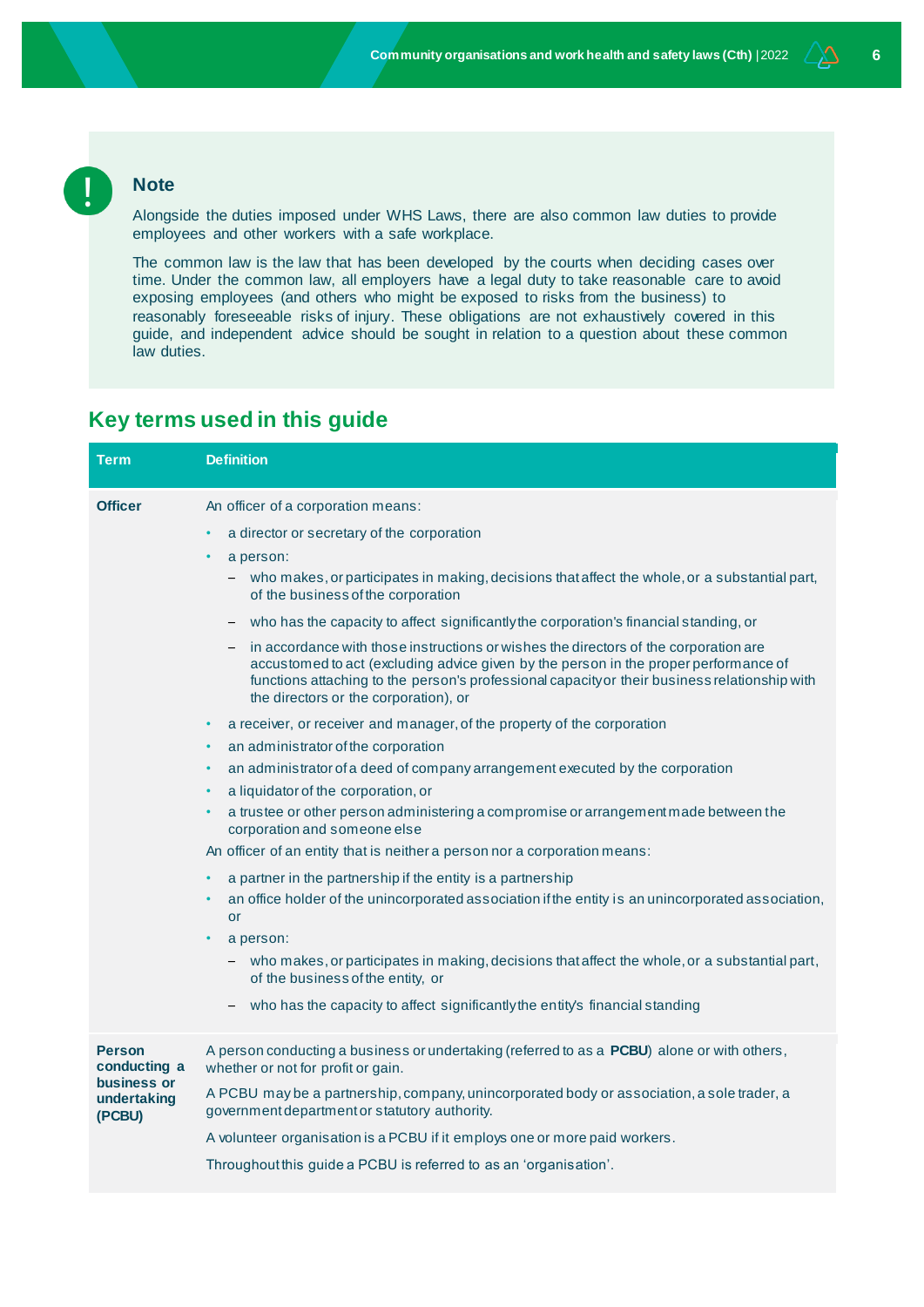> **Note**
>
> Alongside the duties imposed under WHS Laws, there are also common law duties to provide employees and other workers with a safe workplace.
>
> The common law is the law that has been developed by the courts when deciding cases over time. Under the common law, all employers have a legal duty to take reasonable care to avoid exposing employees (and others who might be exposed to risks from the business) to reasonably foreseeable risks of injury. These obligations are not exhaustively covered in this guide, and independent advice should be sought in relation to a question about these common law duties.

## Key terms used in this guide

| Term | Definition |
|---|---|
| **Officer** | An officer of a corporation means:<br>• a director or secretary of the corporation<br>• a person:<br>  – who makes, or participates in making, decisions that affect the whole, or a substantial part, of the business of the corporation<br>  – who has the capacity to affect significantly the corporation's financial standing, or<br>  – in accordance with those instructions or wishes the directors of the corporation are accustomed to act (excluding advice given by the person in the proper performance of functions attaching to the person's professional capacity or their business relationship with the directors or the corporation), or<br>• a receiver, or receiver and manager, of the property of the corporation<br>• an administrator of the corporation<br>• an administrator of a deed of company arrangement executed by the corporation<br>• a liquidator of the corporation, or<br>• a trustee or other person administering a compromise or arrangement made between the corporation and someone else<br>An officer of an entity that is neither a person nor a corporation means:<br>• a partner in the partnership if the entity is a partnership<br>• an office holder of the unincorporated association if the entity is an unincorporated association, or<br>• a person:<br>  – who makes, or participates in making, decisions that affect the whole, or a substantial part, of the business of the entity, or<br>  – who has the capacity to affect significantly the entity's financial standing |
| **Person conducting a business or undertaking (PCBU)** | A person conducting a business or undertaking (referred to as a **PCBU**) alone or with others, whether or not for profit or gain.<br>A PCBU may be a partnership, company, unincorporated body or association, a sole trader, a government department or statutory authority.<br>A volunteer organisation is a PCBU if it employs one or more paid workers.<br>Throughout this guide a PCBU is referred to as an 'organisation'. |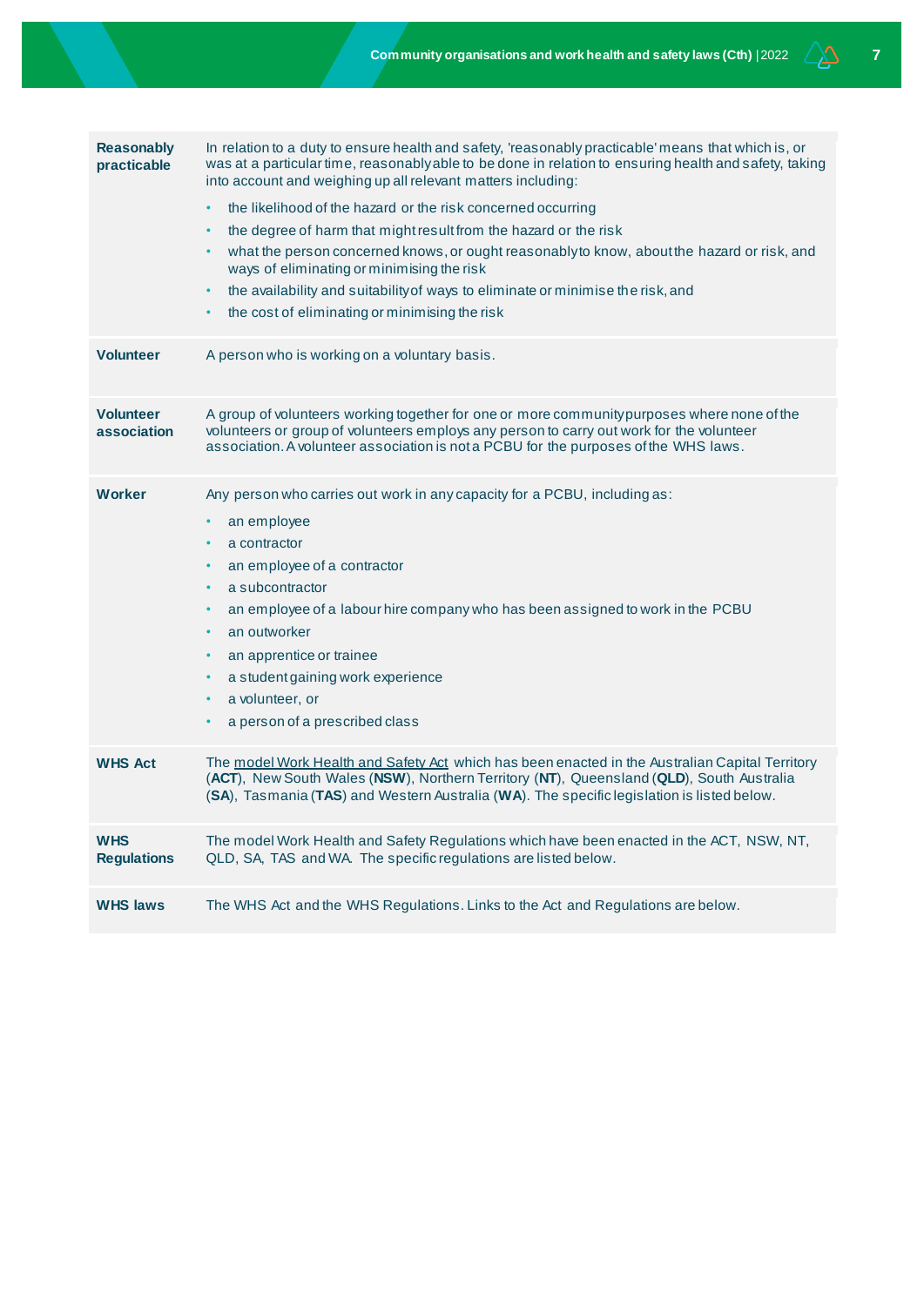| | |
|---|---|
| **Reasonably practicable** | In relation to a duty to ensure health and safety, 'reasonably practicable' means that which is, or was at a particular time, reasonably able to be done in relation to ensuring health and safety, taking into account and weighing up all relevant matters including:<br>• the likelihood of the hazard or the risk concerned occurring<br>• the degree of harm that might result from the hazard or the risk<br>• what the person concerned knows, or ought reasonably to know, about the hazard or risk, and ways of eliminating or minimising the risk<br>• the availability and suitability of ways to eliminate or minimise the risk, and<br>• the cost of eliminating or minimising the risk |
| **Volunteer** | A person who is working on a voluntary basis. |
| **Volunteer association** | A group of volunteers working together for one or more community purposes where none of the volunteers or group of volunteers employs any person to carry out work for the volunteer association. A volunteer association is not a PCBU for the purposes of the WHS laws. |
| **Worker** | Any person who carries out work in any capacity for a PCBU, including as:<br>• an employee<br>• a contractor<br>• an employee of a contractor<br>• a subcontractor<br>• an employee of a labour hire company who has been assigned to work in the PCBU<br>• an outworker<br>• an apprentice or trainee<br>• a student gaining work experience<br>• a volunteer, or<br>• a person of a prescribed class |
| **WHS Act** | The model Work Health and Safety Act which has been enacted in the Australian Capital Territory (**ACT**), New South Wales (**NSW**), Northern Territory (**NT**), Queensland (**QLD**), South Australia (**SA**), Tasmania (**TAS**) and Western Australia (**WA**). The specific legislation is listed below. |
| **WHS Regulations** | The model Work Health and Safety Regulations which have been enacted in the ACT, NSW, NT, QLD, SA, TAS and WA. The specific regulations are listed below. |
| **WHS laws** | The WHS Act and the WHS Regulations. Links to the Act and Regulations are below. |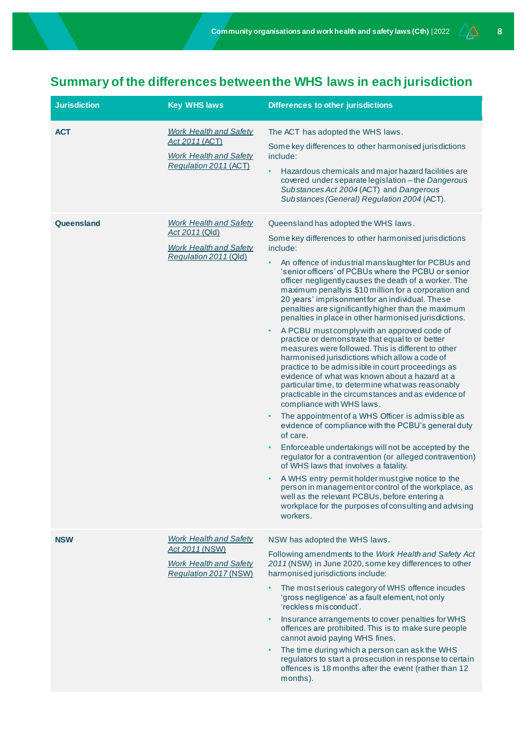## Summary of the differences between the WHS laws in each jurisdiction

| Jurisdiction | Key WHS laws | Differences to other jurisdictions |
|---|---|---|
| **ACT** | *Work Health and Safety Act 2011* (ACT)<br><br>*Work Health and Safety Regulation 2011* (ACT) | The ACT has adopted the WHS laws.<br><br>Some key differences to other harmonised jurisdictions include:<br><br>• Hazardous chemicals and major hazard facilities are covered under separate legislation – the *Dangerous Substances Act 2004* (ACT) and *Dangerous Substances (General) Regulation 2004* (ACT). |
| **Queensland** | *Work Health and Safety Act 2011* (Qld)<br><br>*Work Health and Safety Regulation 2011* (Qld) | Queensland has adopted the WHS laws.<br><br>Some key differences to other harmonised jurisdictions include:<br><br>• An offence of industrial manslaughter for PCBUs and 'senior officers' of PCBUs where the PCBU or senior officer negligently causes the death of a worker. The maximum penalty is $10 million for a corporation and 20 years' imprisonment for an individual. These penalties are significantly higher than the maximum penalties in place in other harmonised jurisdictions.<br><br>• A PCBU must comply with an approved code of practice or demonstrate that equal to or better measures were followed. This is different to other harmonised jurisdictions which allow a code of practice to be admissible in court proceedings as evidence of what was known about a hazard at a particular time, to determine what was reasonably practicable in the circumstances and as evidence of compliance with WHS laws.<br><br>• The appointment of a WHS Officer is admissible as evidence of compliance with the PCBU's general duty of care.<br><br>• Enforceable undertakings will not be accepted by the regulator for a contravention (or alleged contravention) of WHS laws that involves a fatality.<br><br>• A WHS entry permit holder must give notice to the person in management or control of the workplace, as well as the relevant PCBUs, before entering a workplace for the purposes of consulting and advising workers. |
| **NSW** | *Work Health and Safety Act 2011* (NSW)<br><br>*Work Health and Safety Regulation 2017* (NSW) | NSW has adopted the WHS laws.<br><br>Following amendments to the *Work Health and Safety Act 2011* (NSW) in June 2020, some key differences to other harmonised jurisdictions include:<br><br>• The most serious category of WHS offence incudes 'gross negligence' as a fault element, not only 'reckless misconduct'.<br><br>• Insurance arrangements to cover penalties for WHS offences are prohibited. This is to make sure people cannot avoid paying WHS fines.<br><br>• The time during which a person can ask the WHS regulators to start a prosecution in response to certain offences is 18 months after the event (rather than 12 months). |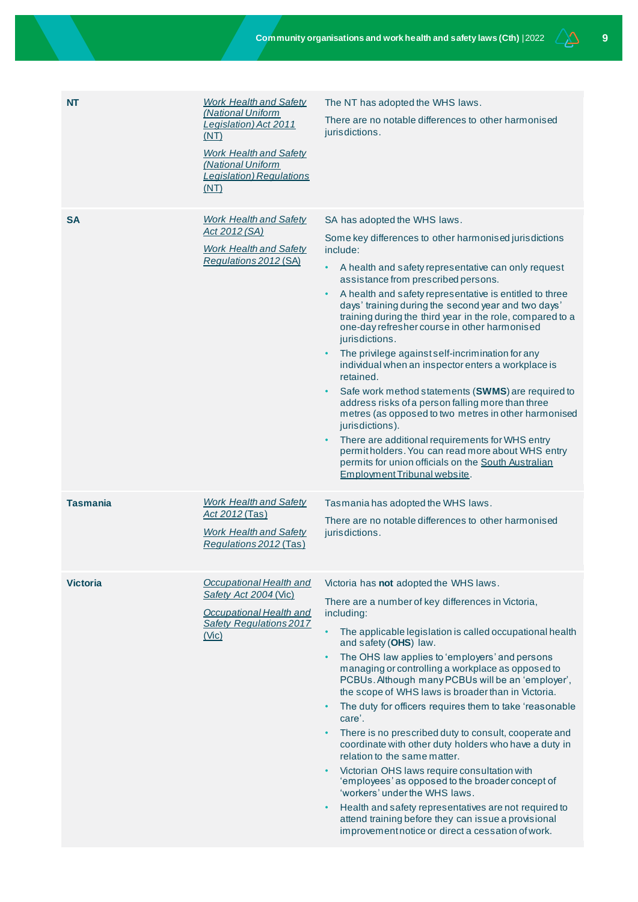| | | |
|---|---|---|
| **NT** | *Work Health and Safety (National Uniform Legislation) Act 2011* (NT)<br><br>*Work Health and Safety (National Uniform Legislation) Regulations* (NT) | The NT has adopted the WHS laws.<br><br>There are no notable differences to other harmonised jurisdictions. |
| **SA** | *Work Health and Safety Act 2012 (SA)*<br><br>*Work Health and Safety Regulations 2012* (SA) | SA has adopted the WHS laws.<br><br>Some key differences to other harmonised jurisdictions include:<br><br>• A health and safety representative can only request assistance from prescribed persons.<br>• A health and safety representative is entitled to three days' training during the second year and two days' training during the third year in the role, compared to a one-day refresher course in other harmonised jurisdictions.<br>• The privilege against self-incrimination for any individual when an inspector enters a workplace is retained.<br>• Safe work method statements (**SWMS**) are required to address risks of a person falling more than three metres (as opposed to two metres in other harmonised jurisdictions).<br>• There are additional requirements for WHS entry permit holders. You can read more about WHS entry permits for union officials on the South Australian Employment Tribunal website. |
| **Tasmania** | *Work Health and Safety Act 2012* (Tas)<br><br>*Work Health and Safety Regulations 2012* (Tas) | Tasmania has adopted the WHS laws.<br><br>There are no notable differences to other harmonised jurisdictions. |
| **Victoria** | *Occupational Health and Safety Act 2004* (Vic)<br><br>*Occupational Health and Safety Regulations 2017* (Vic) | Victoria has **not** adopted the WHS laws.<br><br>There are a number of key differences in Victoria, including:<br><br>• The applicable legislation is called occupational health and safety (**OHS**) law.<br>• The OHS law applies to 'employers' and persons managing or controlling a workplace as opposed to PCBUs. Although many PCBUs will be an 'employer', the scope of WHS laws is broader than in Victoria.<br>• The duty for officers requires them to take 'reasonable care'.<br>• There is no prescribed duty to consult, cooperate and coordinate with other duty holders who have a duty in relation to the same matter.<br>• Victorian OHS laws require consultation with 'employees' as opposed to the broader concept of 'workers' under the WHS laws.<br>• Health and safety representatives are not required to attend training before they can issue a provisional improvement notice or direct a cessation of work. |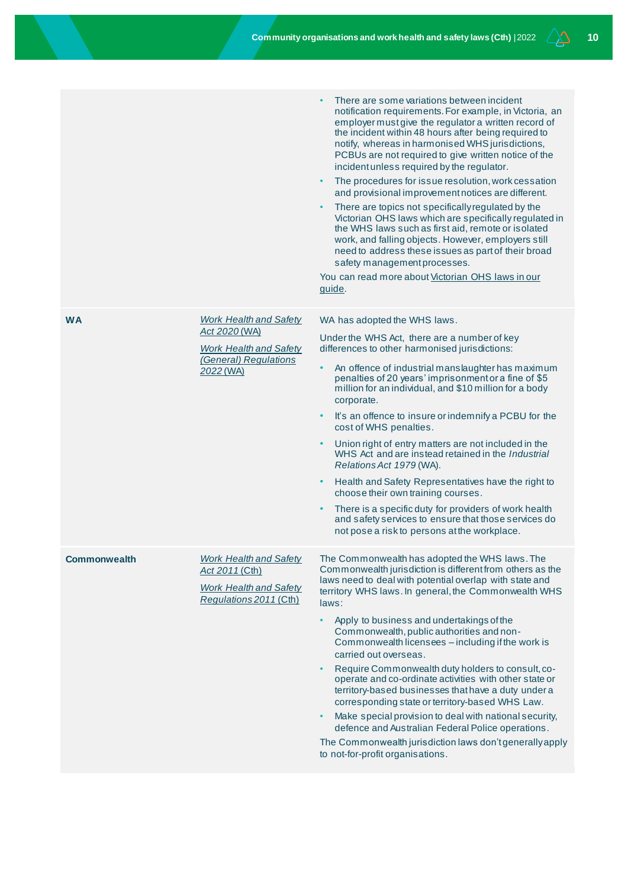| | | |
|---|---|---|
| | | • There are some variations between incident notification requirements. For example, in Victoria, an employer must give the regulator a written record of the incident within 48 hours after being required to notify, whereas in harmonised WHS jurisdictions, PCBUs are not required to give written notice of the incident unless required by the regulator.<br>• The procedures for issue resolution, work cessation and provisional improvement notices are different.<br>• There are topics not specifically regulated by the Victorian OHS laws which are specifically regulated in the WHS laws such as first aid, remote or isolated work, and falling objects. However, employers still need to address these issues as part of their broad safety management processes.<br>You can read more about Victorian OHS laws in our guide. |
| **WA** | *Work Health and Safety Act 2020* (WA)<br>*Work Health and Safety (General) Regulations 2022* (WA) | WA has adopted the WHS laws.<br>Under the WHS Act, there are a number of key differences to other harmonised jurisdictions:<br>• An offence of industrial manslaughter has maximum penalties of 20 years' imprisonment or a fine of $5 million for an individual, and $10 million for a body corporate.<br>• It's an offence to insure or indemnify a PCBU for the cost of WHS penalties.<br>• Union right of entry matters are not included in the WHS Act and are instead retained in the *Industrial Relations Act 1979* (WA).<br>• Health and Safety Representatives have the right to choose their own training courses.<br>• There is a specific duty for providers of work health and safety services to ensure that those services do not pose a risk to persons at the workplace. |
| **Commonwealth** | *Work Health and Safety Act 2011* (Cth)<br>*Work Health and Safety Regulations 2011* (Cth) | The Commonwealth has adopted the WHS laws. The Commonwealth jurisdiction is different from others as the laws need to deal with potential overlap with state and territory WHS laws. In general, the Commonwealth WHS laws:<br>• Apply to business and undertakings of the Commonwealth, public authorities and non-Commonwealth licensees – including if the work is carried out overseas.<br>• Require Commonwealth duty holders to consult, co-operate and co-ordinate activities with other state or territory-based businesses that have a duty under a corresponding state or territory-based WHS Law.<br>• Make special provision to deal with national security, defence and Australian Federal Police operations.<br>The Commonwealth jurisdiction laws don't generally apply to not-for-profit organisations. |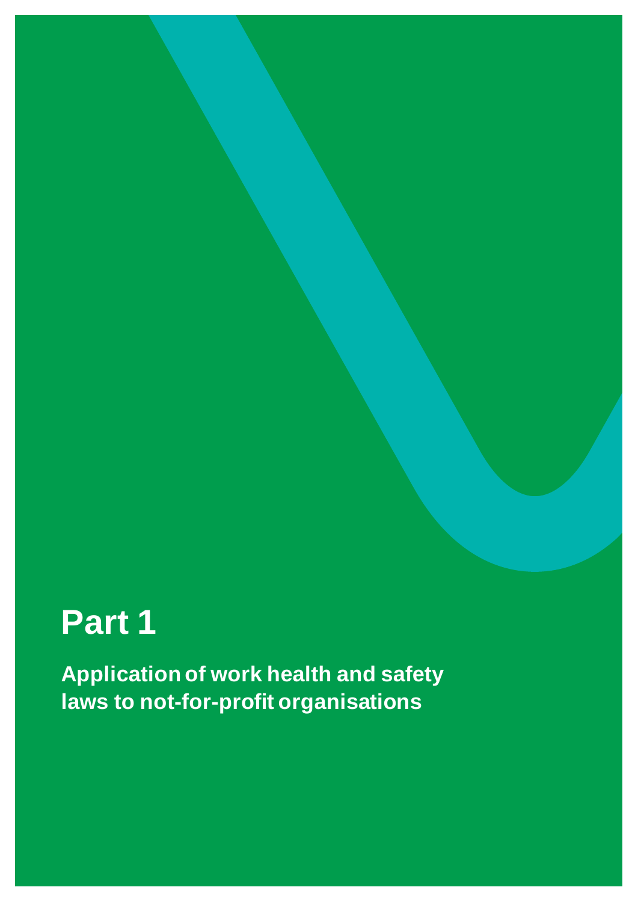# Part 1

**Application of work health and safety laws to not-for-profit organisations**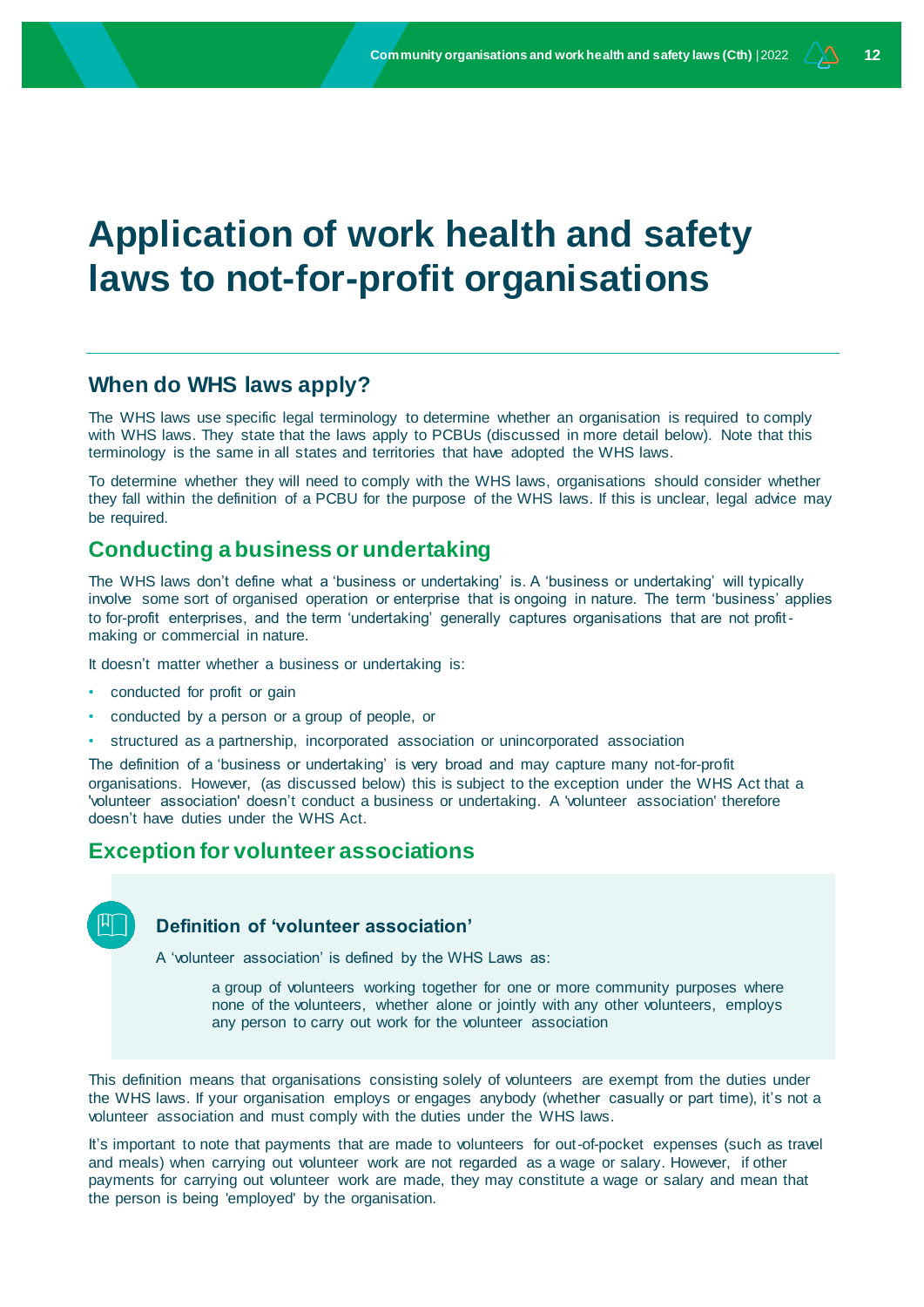# Application of work health and safety laws to not-for-profit organisations

## When do WHS laws apply?

The WHS laws use specific legal terminology to determine whether an organisation is required to comply with WHS laws. They state that the laws apply to PCBUs (discussed in more detail below). Note that this terminology is the same in all states and territories that have adopted the WHS laws.

To determine whether they will need to comply with the WHS laws, organisations should consider whether they fall within the definition of a PCBU for the purpose of the WHS laws. If this is unclear, legal advice may be required.

## Conducting a business or undertaking

The WHS laws don't define what a 'business or undertaking' is. A 'business or undertaking' will typically involve some sort of organised operation or enterprise that is ongoing in nature. The term 'business' applies to for-profit enterprises, and the term 'undertaking' generally captures organisations that are not profit-making or commercial in nature.

It doesn't matter whether a business or undertaking is:

- conducted for profit or gain
- conducted by a person or a group of people, or
- structured as a partnership, incorporated association or unincorporated association

The definition of a 'business or undertaking' is very broad and may capture many not-for-profit organisations. However, (as discussed below) this is subject to the exception under the WHS Act that a 'volunteer association' doesn't conduct a business or undertaking. A 'volunteer association' therefore doesn't have duties under the WHS Act.

## Exception for volunteer associations

### Definition of 'volunteer association'

A 'volunteer association' is defined by the WHS Laws as:

> a group of volunteers working together for one or more community purposes where none of the volunteers, whether alone or jointly with any other volunteers, employs any person to carry out work for the volunteer association

This definition means that organisations consisting solely of volunteers are exempt from the duties under the WHS laws. If your organisation employs or engages anybody (whether casually or part time), it's not a volunteer association and must comply with the duties under the WHS laws.

It's important to note that payments that are made to volunteers for out-of-pocket expenses (such as travel and meals) when carrying out volunteer work are not regarded as a wage or salary. However, if other payments for carrying out volunteer work are made, they may constitute a wage or salary and mean that the person is being 'employed' by the organisation.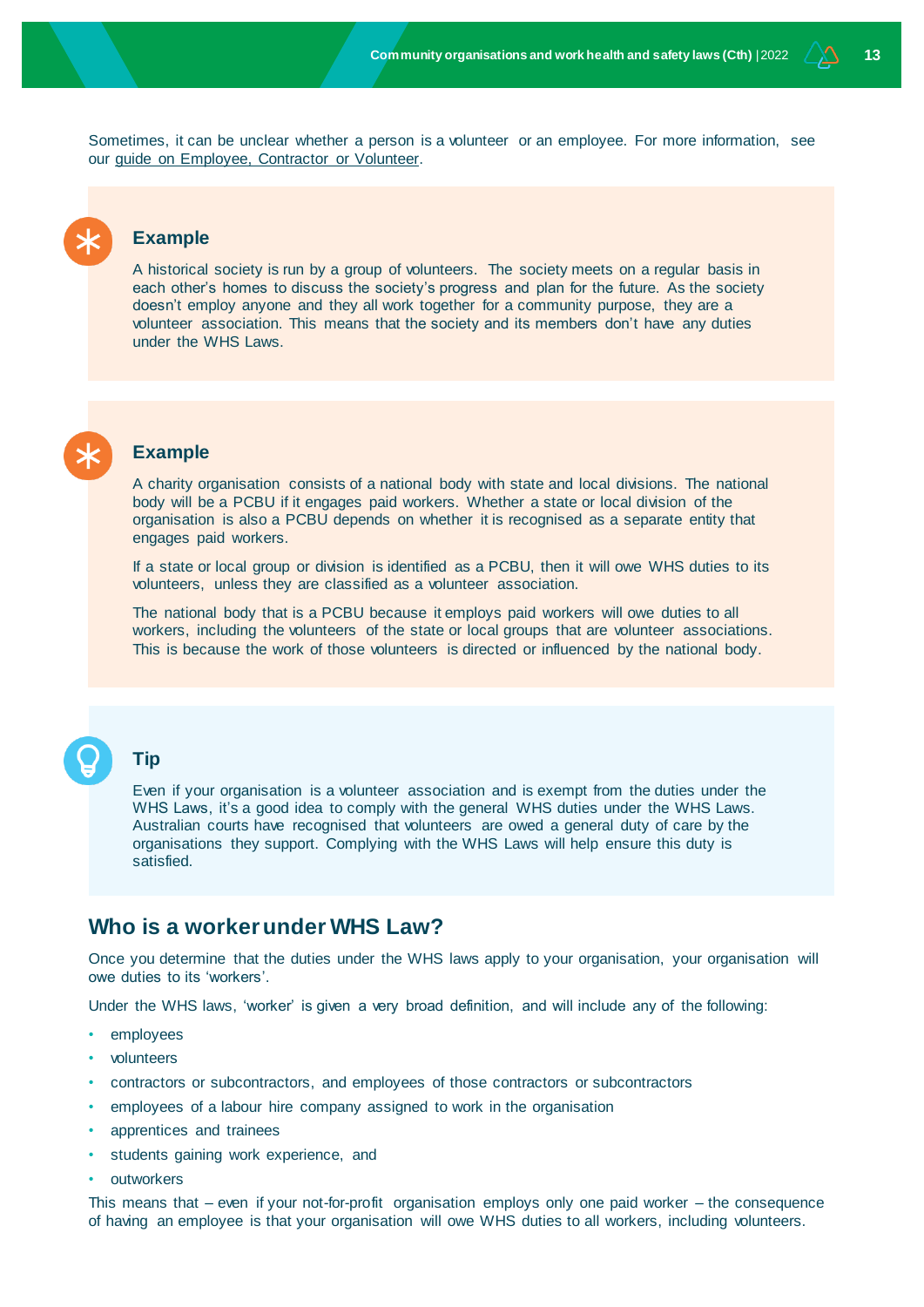Sometimes, it can be unclear whether a person is a volunteer or an employee. For more information, see our guide on Employee, Contractor or Volunteer.

### Example

A historical society is run by a group of volunteers. The society meets on a regular basis in each other's homes to discuss the society's progress and plan for the future. As the society doesn't employ anyone and they all work together for a community purpose, they are a volunteer association. This means that the society and its members don't have any duties under the WHS Laws.

### Example

A charity organisation consists of a national body with state and local divisions. The national body will be a PCBU if it engages paid workers. Whether a state or local division of the organisation is also a PCBU depends on whether it is recognised as a separate entity that engages paid workers.

If a state or local group or division is identified as a PCBU, then it will owe WHS duties to its volunteers, unless they are classified as a volunteer association.

The national body that is a PCBU because it employs paid workers will owe duties to all workers, including the volunteers of the state or local groups that are volunteer associations. This is because the work of those volunteers is directed or influenced by the national body.

### Tip

Even if your organisation is a volunteer association and is exempt from the duties under the WHS Laws, it's a good idea to comply with the general WHS duties under the WHS Laws. Australian courts have recognised that volunteers are owed a general duty of care by the organisations they support. Complying with the WHS Laws will help ensure this duty is satisfied.

## Who is a worker under WHS Law?

Once you determine that the duties under the WHS laws apply to your organisation, your organisation will owe duties to its 'workers'.

Under the WHS laws, 'worker' is given a very broad definition, and will include any of the following:

- employees
- volunteers
- contractors or subcontractors, and employees of those contractors or subcontractors
- employees of a labour hire company assigned to work in the organisation
- apprentices and trainees
- students gaining work experience, and
- outworkers

This means that – even if your not-for-profit organisation employs only one paid worker – the consequence of having an employee is that your organisation will owe WHS duties to all workers, including volunteers.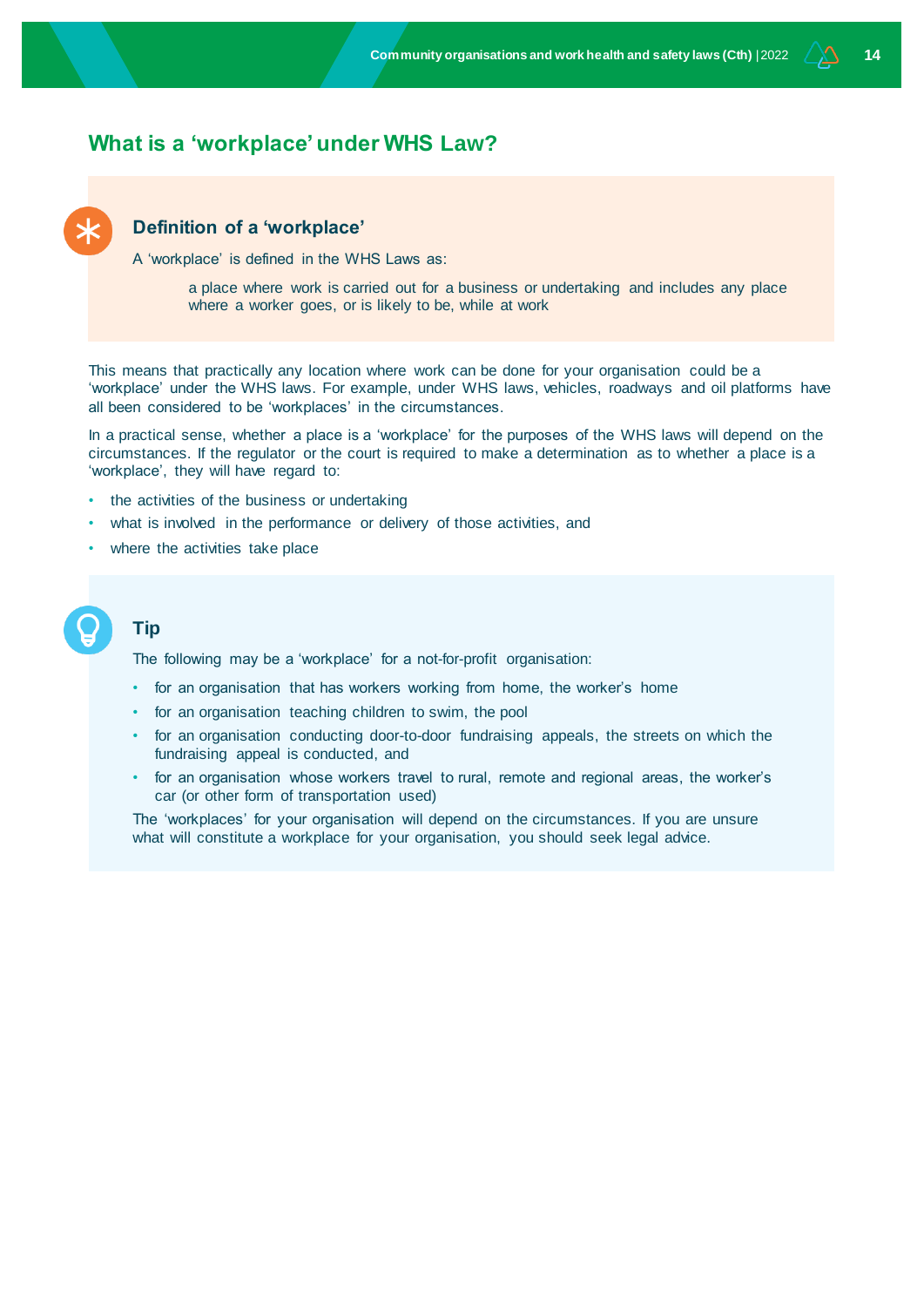## What is a 'workplace' under WHS Law?

### Definition of a 'workplace'

A 'workplace' is defined in the WHS Laws as:

> a place where work is carried out for a business or undertaking and includes any place where a worker goes, or is likely to be, while at work

This means that practically any location where work can be done for your organisation could be a 'workplace' under the WHS laws. For example, under WHS laws, vehicles, roadways and oil platforms have all been considered to be 'workplaces' in the circumstances.

In a practical sense, whether a place is a 'workplace' for the purposes of the WHS laws will depend on the circumstances. If the regulator or the court is required to make a determination as to whether a place is a 'workplace', they will have regard to:

- the activities of the business or undertaking
- what is involved in the performance or delivery of those activities, and
- where the activities take place

### Tip

The following may be a 'workplace' for a not-for-profit organisation:

- for an organisation that has workers working from home, the worker's home
- for an organisation teaching children to swim, the pool
- for an organisation conducting door-to-door fundraising appeals, the streets on which the fundraising appeal is conducted, and
- for an organisation whose workers travel to rural, remote and regional areas, the worker's car (or other form of transportation used)

The 'workplaces' for your organisation will depend on the circumstances. If you are unsure what will constitute a workplace for your organisation, you should seek legal advice.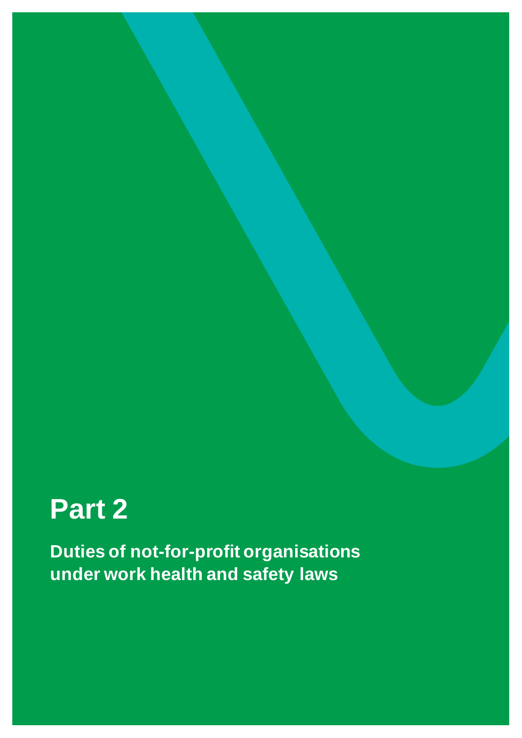# Part 2

**Duties of not-for-profit organisations under work health and safety laws**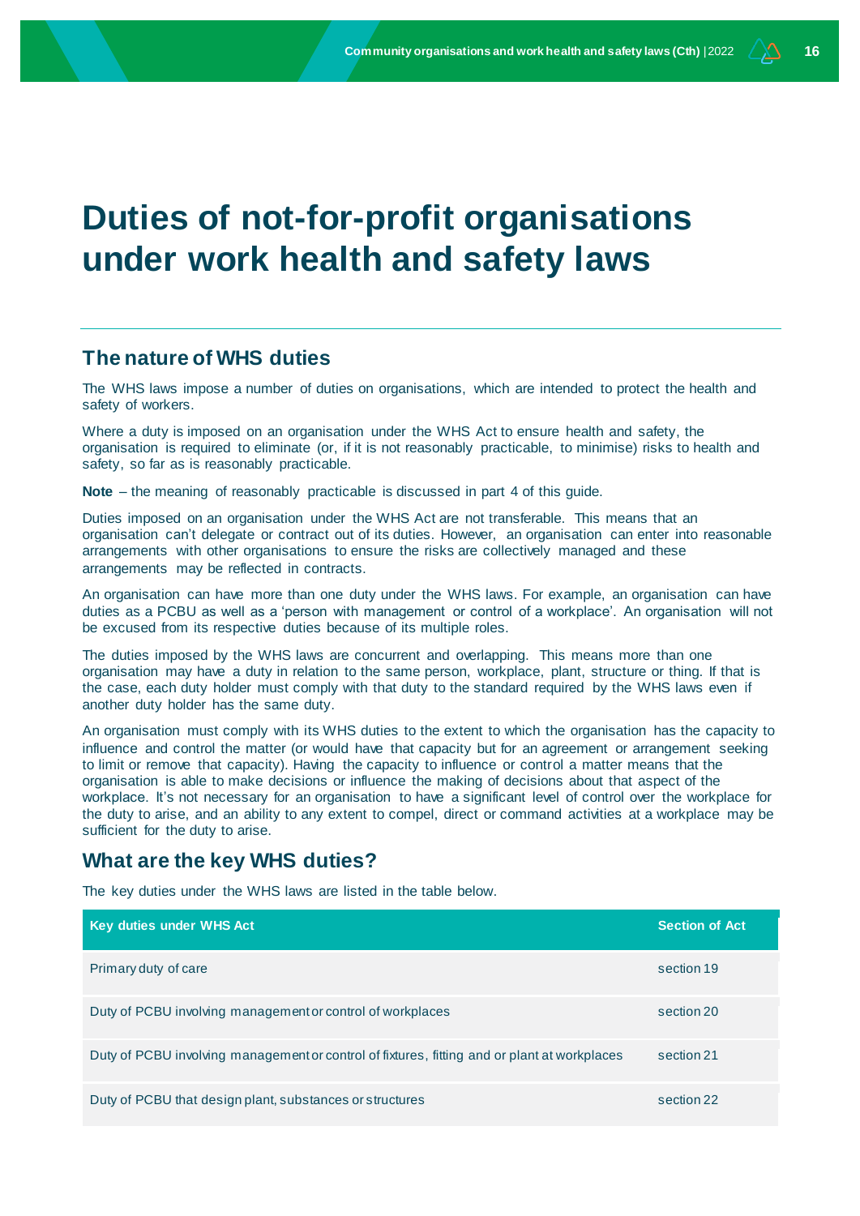# Duties of not-for-profit organisations under work health and safety laws

## The nature of WHS duties

The WHS laws impose a number of duties on organisations, which are intended to protect the health and safety of workers.

Where a duty is imposed on an organisation under the WHS Act to ensure health and safety, the organisation is required to eliminate (or, if it is not reasonably practicable, to minimise) risks to health and safety, so far as is reasonably practicable.

**Note** – the meaning of reasonably practicable is discussed in part 4 of this guide.

Duties imposed on an organisation under the WHS Act are not transferable. This means that an organisation can't delegate or contract out of its duties. However, an organisation can enter into reasonable arrangements with other organisations to ensure the risks are collectively managed and these arrangements may be reflected in contracts.

An organisation can have more than one duty under the WHS laws. For example, an organisation can have duties as a PCBU as well as a 'person with management or control of a workplace'. An organisation will not be excused from its respective duties because of its multiple roles.

The duties imposed by the WHS laws are concurrent and overlapping. This means more than one organisation may have a duty in relation to the same person, workplace, plant, structure or thing. If that is the case, each duty holder must comply with that duty to the standard required by the WHS laws even if another duty holder has the same duty.

An organisation must comply with its WHS duties to the extent to which the organisation has the capacity to influence and control the matter (or would have that capacity but for an agreement or arrangement seeking to limit or remove that capacity). Having the capacity to influence or control a matter means that the organisation is able to make decisions or influence the making of decisions about that aspect of the workplace. It's not necessary for an organisation to have a significant level of control over the workplace for the duty to arise, and an ability to any extent to compel, direct or command activities at a workplace may be sufficient for the duty to arise.

## What are the key WHS duties?

The key duties under the WHS laws are listed in the table below.

| Key duties under WHS Act | Section of Act |
|---|---|
| Primary duty of care | section 19 |
| Duty of PCBU involving management or control of workplaces | section 20 |
| Duty of PCBU involving management or control of fixtures, fitting and or plant at workplaces | section 21 |
| Duty of PCBU that design plant, substances or structures | section 22 |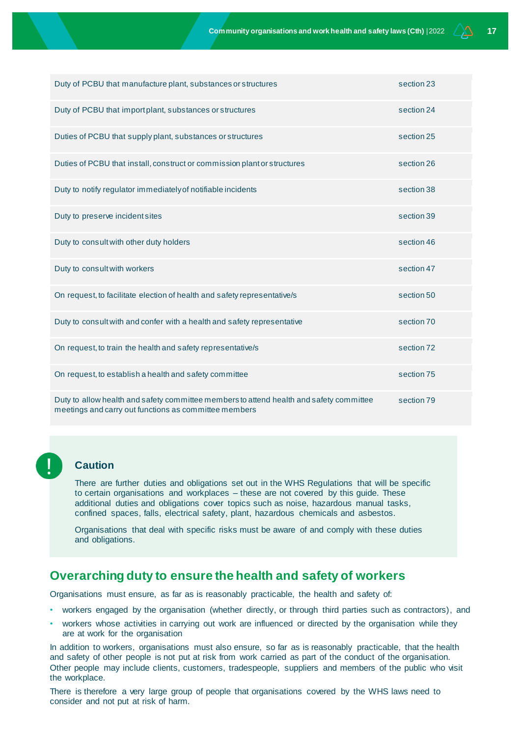| | |
|---|---|
| Duty of PCBU that manufacture plant, substances or structures | section 23 |
| Duty of PCBU that import plant, substances or structures | section 24 |
| Duties of PCBU that supply plant, substances or structures | section 25 |
| Duties of PCBU that install, construct or commission plant or structures | section 26 |
| Duty to notify regulator immediately of notifiable incidents | section 38 |
| Duty to preserve incident sites | section 39 |
| Duty to consult with other duty holders | section 46 |
| Duty to consult with workers | section 47 |
| On request, to facilitate election of health and safety representative/s | section 50 |
| Duty to consult with and confer with a health and safety representative | section 70 |
| On request, to train the health and safety representative/s | section 72 |
| On request, to establish a health and safety committee | section 75 |
| Duty to allow health and safety committee members to attend health and safety committee meetings and carry out functions as committee members | section 79 |

**Caution**

There are further duties and obligations set out in the WHS Regulations that will be specific to certain organisations and workplaces – these are not covered by this guide. These additional duties and obligations cover topics such as noise, hazardous manual tasks, confined spaces, falls, electrical safety, plant, hazardous chemicals and asbestos.

Organisations that deal with specific risks must be aware of and comply with these duties and obligations.

## Overarching duty to ensure the health and safety of workers

Organisations must ensure, as far as is reasonably practicable, the health and safety of:

- workers engaged by the organisation (whether directly, or through third parties such as contractors), and
- workers whose activities in carrying out work are influenced or directed by the organisation while they are at work for the organisation

In addition to workers, organisations must also ensure, so far as is reasonably practicable, that the health and safety of other people is not put at risk from work carried as part of the conduct of the organisation. Other people may include clients, customers, tradespeople, suppliers and members of the public who visit the workplace.

There is therefore a very large group of people that organisations covered by the WHS laws need to consider and not put at risk of harm.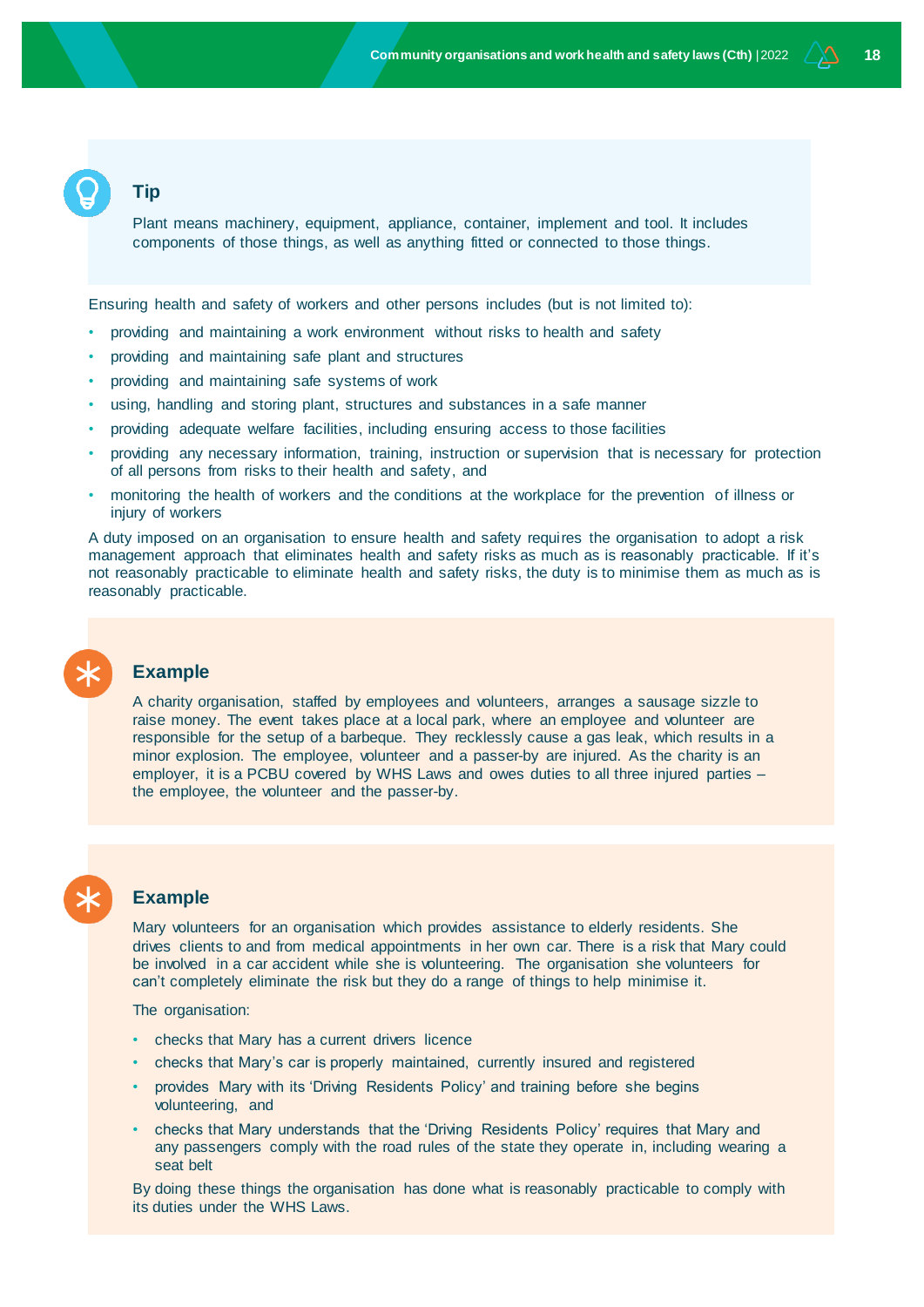### Tip

Plant means machinery, equipment, appliance, container, implement and tool. It includes components of those things, as well as anything fitted or connected to those things.

Ensuring health and safety of workers and other persons includes (but is not limited to):

- providing and maintaining a work environment without risks to health and safety
- providing and maintaining safe plant and structures
- providing and maintaining safe systems of work
- using, handling and storing plant, structures and substances in a safe manner
- providing adequate welfare facilities, including ensuring access to those facilities
- providing any necessary information, training, instruction or supervision that is necessary for protection of all persons from risks to their health and safety, and
- monitoring the health of workers and the conditions at the workplace for the prevention of illness or injury of workers

A duty imposed on an organisation to ensure health and safety requires the organisation to adopt a risk management approach that eliminates health and safety risks as much as is reasonably practicable. If it's not reasonably practicable to eliminate health and safety risks, the duty is to minimise them as much as is reasonably practicable.

### Example

A charity organisation, staffed by employees and volunteers, arranges a sausage sizzle to raise money. The event takes place at a local park, where an employee and volunteer are responsible for the setup of a barbeque. They recklessly cause a gas leak, which results in a minor explosion. The employee, volunteer and a passer-by are injured. As the charity is an employer, it is a PCBU covered by WHS Laws and owes duties to all three injured parties – the employee, the volunteer and the passer-by.

### Example

Mary volunteers for an organisation which provides assistance to elderly residents. She drives clients to and from medical appointments in her own car. There is a risk that Mary could be involved in a car accident while she is volunteering. The organisation she volunteers for can't completely eliminate the risk but they do a range of things to help minimise it.

The organisation:

- checks that Mary has a current drivers licence
- checks that Mary's car is properly maintained, currently insured and registered
- provides Mary with its 'Driving Residents Policy' and training before she begins volunteering, and
- checks that Mary understands that the 'Driving Residents Policy' requires that Mary and any passengers comply with the road rules of the state they operate in, including wearing a seat belt

By doing these things the organisation has done what is reasonably practicable to comply with its duties under the WHS Laws.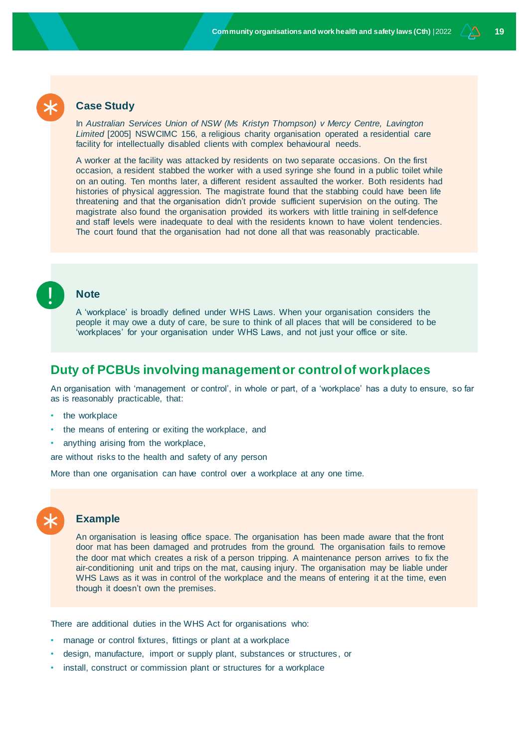### Case Study

In *Australian Services Union of NSW (Ms Kristyn Thompson) v Mercy Centre, Lavington Limited* [2005] NSWCIMC 156, a religious charity organisation operated a residential care facility for intellectually disabled clients with complex behavioural needs.

A worker at the facility was attacked by residents on two separate occasions. On the first occasion, a resident stabbed the worker with a used syringe she found in a public toilet while on an outing. Ten months later, a different resident assaulted the worker. Both residents had histories of physical aggression. The magistrate found that the stabbing could have been life threatening and that the organisation didn't provide sufficient supervision on the outing. The magistrate also found the organisation provided its workers with little training in self-defence and staff levels were inadequate to deal with the residents known to have violent tendencies. The court found that the organisation had not done all that was reasonably practicable.

### Note

A 'workplace' is broadly defined under WHS Laws. When your organisation considers the people it may owe a duty of care, be sure to think of all places that will be considered to be 'workplaces' for your organisation under WHS Laws, and not just your office or site.

## Duty of PCBUs involving management or control of workplaces

An organisation with 'management or control', in whole or part, of a 'workplace' has a duty to ensure, so far as is reasonably practicable, that:

- the workplace
- the means of entering or exiting the workplace, and
- anything arising from the workplace,

are without risks to the health and safety of any person

More than one organisation can have control over a workplace at any one time.

### Example

An organisation is leasing office space. The organisation has been made aware that the front door mat has been damaged and protrudes from the ground. The organisation fails to remove the door mat which creates a risk of a person tripping. A maintenance person arrives to fix the air-conditioning unit and trips on the mat, causing injury. The organisation may be liable under WHS Laws as it was in control of the workplace and the means of entering it at the time, even though it doesn't own the premises.

There are additional duties in the WHS Act for organisations who:

- manage or control fixtures, fittings or plant at a workplace
- design, manufacture, import or supply plant, substances or structures, or
- install, construct or commission plant or structures for a workplace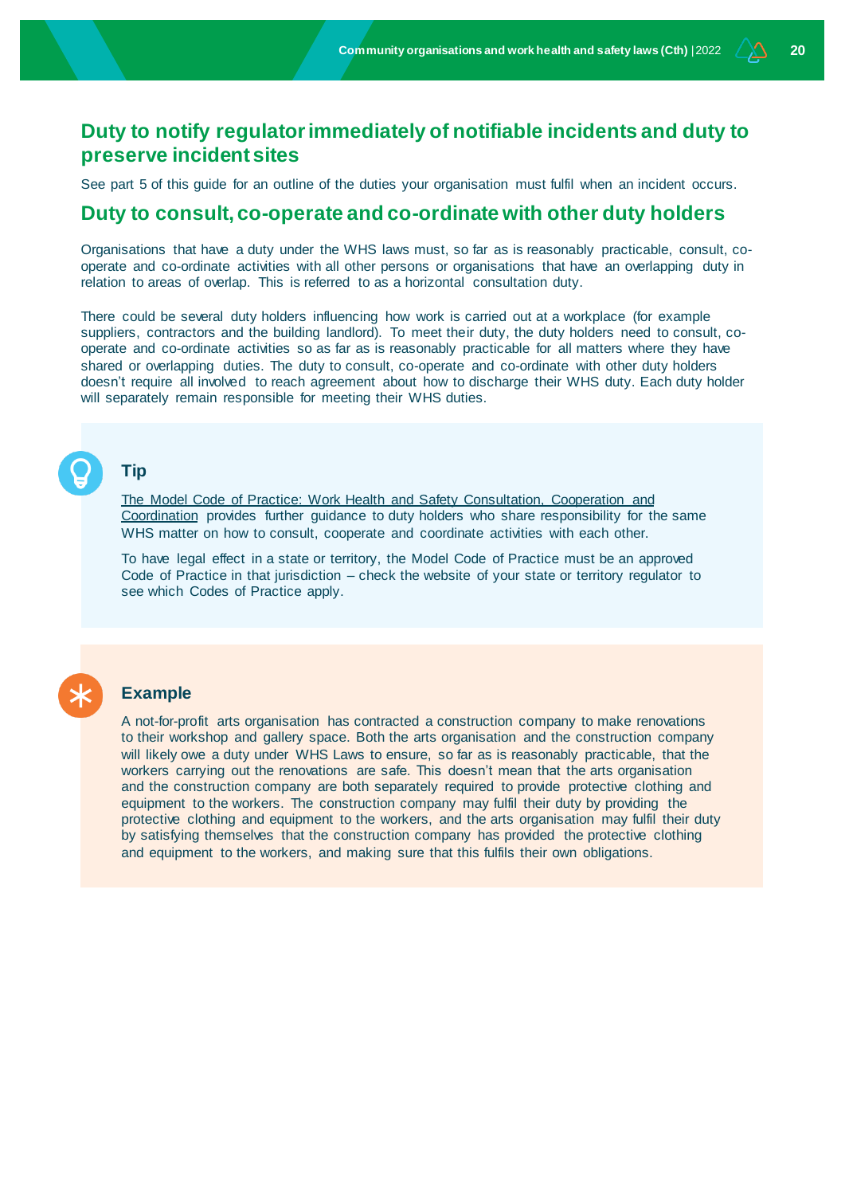## Duty to notify regulator immediately of notifiable incidents and duty to preserve incident sites

See part 5 of this guide for an outline of the duties your organisation must fulfil when an incident occurs.

## Duty to consult, co-operate and co-ordinate with other duty holders

Organisations that have a duty under the WHS laws must, so far as is reasonably practicable, consult, co-operate and co-ordinate activities with all other persons or organisations that have an overlapping duty in relation to areas of overlap. This is referred to as a horizontal consultation duty.

There could be several duty holders influencing how work is carried out at a workplace (for example suppliers, contractors and the building landlord). To meet their duty, the duty holders need to consult, co-operate and co-ordinate activities so as far as is reasonably practicable for all matters where they have shared or overlapping duties. The duty to consult, co-operate and co-ordinate with other duty holders doesn't require all involved to reach agreement about how to discharge their WHS duty. Each duty holder will separately remain responsible for meeting their WHS duties.

### Tip

The Model Code of Practice: Work Health and Safety Consultation, Cooperation and Coordination provides further guidance to duty holders who share responsibility for the same WHS matter on how to consult, cooperate and coordinate activities with each other.

To have legal effect in a state or territory, the Model Code of Practice must be an approved Code of Practice in that jurisdiction – check the website of your state or territory regulator to see which Codes of Practice apply.

### Example

A not-for-profit arts organisation has contracted a construction company to make renovations to their workshop and gallery space. Both the arts organisation and the construction company will likely owe a duty under WHS Laws to ensure, so far as is reasonably practicable, that the workers carrying out the renovations are safe. This doesn't mean that the arts organisation and the construction company are both separately required to provide protective clothing and equipment to the workers. The construction company may fulfil their duty by providing the protective clothing and equipment to the workers, and the arts organisation may fulfil their duty by satisfying themselves that the construction company has provided the protective clothing and equipment to the workers, and making sure that this fulfils their own obligations.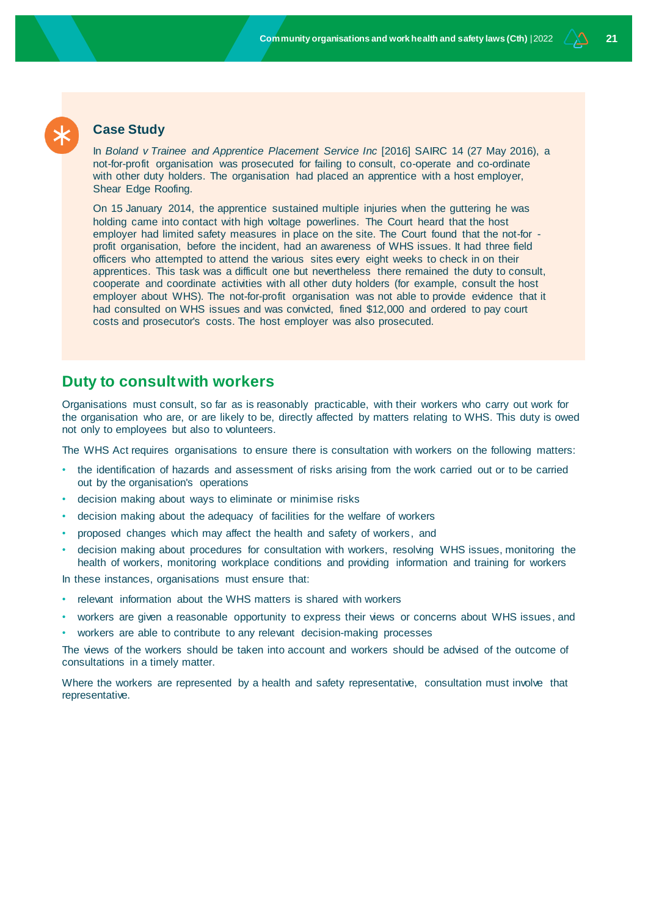### Case Study

In *Boland v Trainee and Apprentice Placement Service Inc* [2016] SAIRC 14 (27 May 2016), a not-for-profit organisation was prosecuted for failing to consult, co-operate and co-ordinate with other duty holders. The organisation had placed an apprentice with a host employer, Shear Edge Roofing.

On 15 January 2014, the apprentice sustained multiple injuries when the guttering he was holding came into contact with high voltage powerlines. The Court heard that the host employer had limited safety measures in place on the site. The Court found that the not-for-profit organisation, before the incident, had an awareness of WHS issues. It had three field officers who attempted to attend the various sites every eight weeks to check in on their apprentices. This task was a difficult one but nevertheless there remained the duty to consult, cooperate and coordinate activities with all other duty holders (for example, consult the host employer about WHS). The not-for-profit organisation was not able to provide evidence that it had consulted on WHS issues and was convicted, fined $12,000 and ordered to pay court costs and prosecutor's costs. The host employer was also prosecuted.

## Duty to consult with workers

Organisations must consult, so far as is reasonably practicable, with their workers who carry out work for the organisation who are, or are likely to be, directly affected by matters relating to WHS. This duty is owed not only to employees but also to volunteers.

The WHS Act requires organisations to ensure there is consultation with workers on the following matters:

- the identification of hazards and assessment of risks arising from the work carried out or to be carried out by the organisation's operations
- decision making about ways to eliminate or minimise risks
- decision making about the adequacy of facilities for the welfare of workers
- proposed changes which may affect the health and safety of workers, and
- decision making about procedures for consultation with workers, resolving WHS issues, monitoring the health of workers, monitoring workplace conditions and providing information and training for workers

In these instances, organisations must ensure that:

- relevant information about the WHS matters is shared with workers
- workers are given a reasonable opportunity to express their views or concerns about WHS issues, and
- workers are able to contribute to any relevant decision-making processes

The views of the workers should be taken into account and workers should be advised of the outcome of consultations in a timely matter.

Where the workers are represented by a health and safety representative, consultation must involve that representative.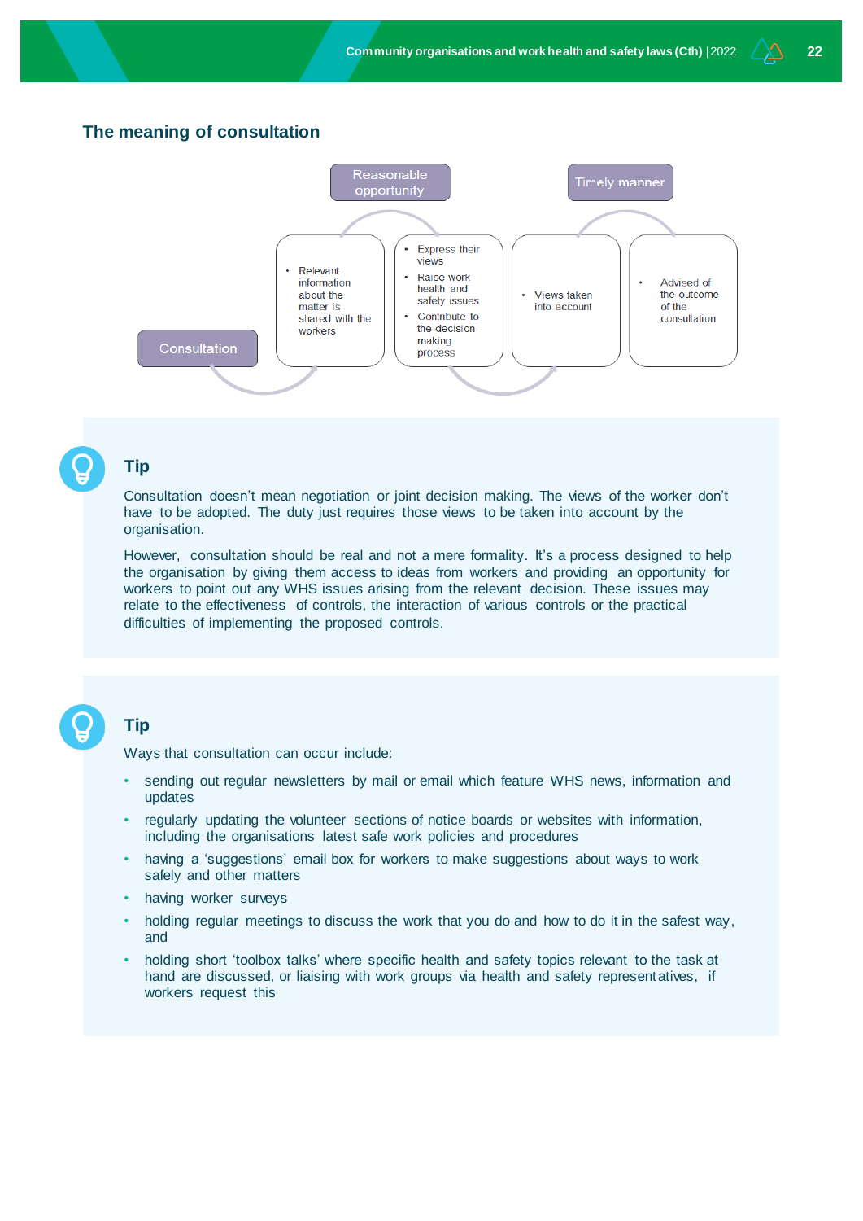## The meaning of consultation

Consultation

- Relevant information about the matter is shared with the workers

Reasonable opportunity

- Express their views
- Raise work health and safety issues
- Contribute to the decision-making process

- Views taken into account

Timely manner

- Advised of the outcome of the consultation

### Tip

Consultation doesn't mean negotiation or joint decision making. The views of the worker don't have to be adopted. The duty just requires those views to be taken into account by the organisation.

However, consultation should be real and not a mere formality. It's a process designed to help the organisation by giving them access to ideas from workers and providing an opportunity for workers to point out any WHS issues arising from the relevant decision. These issues may relate to the effectiveness of controls, the interaction of various controls or the practical difficulties of implementing the proposed controls.

### Tip

Ways that consultation can occur include:

- sending out regular newsletters by mail or email which feature WHS news, information and updates
- regularly updating the volunteer sections of notice boards or websites with information, including the organisations latest safe work policies and procedures
- having a 'suggestions' email box for workers to make suggestions about ways to work safely and other matters
- having worker surveys
- holding regular meetings to discuss the work that you do and how to do it in the safest way, and
- holding short 'toolbox talks' where specific health and safety topics relevant to the task at hand are discussed, or liaising with work groups via health and safety representatives, if workers request this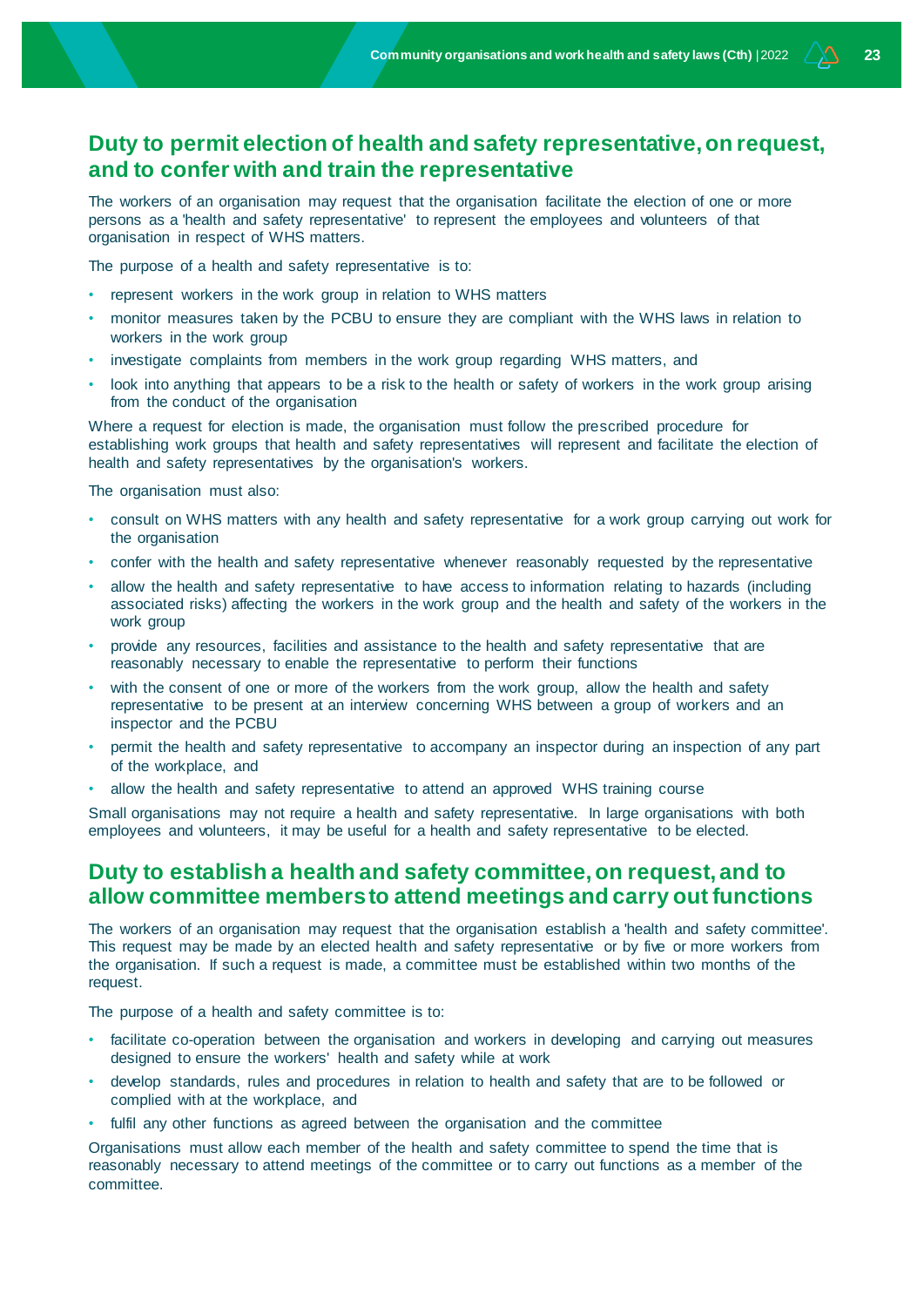## Duty to permit election of health and safety representative, on request, and to confer with and train the representative

The workers of an organisation may request that the organisation facilitate the election of one or more persons as a 'health and safety representative' to represent the employees and volunteers of that organisation in respect of WHS matters.

The purpose of a health and safety representative is to:

- represent workers in the work group in relation to WHS matters
- monitor measures taken by the PCBU to ensure they are compliant with the WHS laws in relation to workers in the work group
- investigate complaints from members in the work group regarding WHS matters, and
- look into anything that appears to be a risk to the health or safety of workers in the work group arising from the conduct of the organisation

Where a request for election is made, the organisation must follow the prescribed procedure for establishing work groups that health and safety representatives will represent and facilitate the election of health and safety representatives by the organisation's workers.

The organisation must also:

- consult on WHS matters with any health and safety representative for a work group carrying out work for the organisation
- confer with the health and safety representative whenever reasonably requested by the representative
- allow the health and safety representative to have access to information relating to hazards (including associated risks) affecting the workers in the work group and the health and safety of the workers in the work group
- provide any resources, facilities and assistance to the health and safety representative that are reasonably necessary to enable the representative to perform their functions
- with the consent of one or more of the workers from the work group, allow the health and safety representative to be present at an interview concerning WHS between a group of workers and an inspector and the PCBU
- permit the health and safety representative to accompany an inspector during an inspection of any part of the workplace, and
- allow the health and safety representative to attend an approved WHS training course

Small organisations may not require a health and safety representative. In large organisations with both employees and volunteers, it may be useful for a health and safety representative to be elected.

## Duty to establish a health and safety committee, on request, and to allow committee members to attend meetings and carry out functions

The workers of an organisation may request that the organisation establish a 'health and safety committee'. This request may be made by an elected health and safety representative or by five or more workers from the organisation. If such a request is made, a committee must be established within two months of the request.

The purpose of a health and safety committee is to:

- facilitate co-operation between the organisation and workers in developing and carrying out measures designed to ensure the workers' health and safety while at work
- develop standards, rules and procedures in relation to health and safety that are to be followed or complied with at the workplace, and
- fulfil any other functions as agreed between the organisation and the committee

Organisations must allow each member of the health and safety committee to spend the time that is reasonably necessary to attend meetings of the committee or to carry out functions as a member of the committee.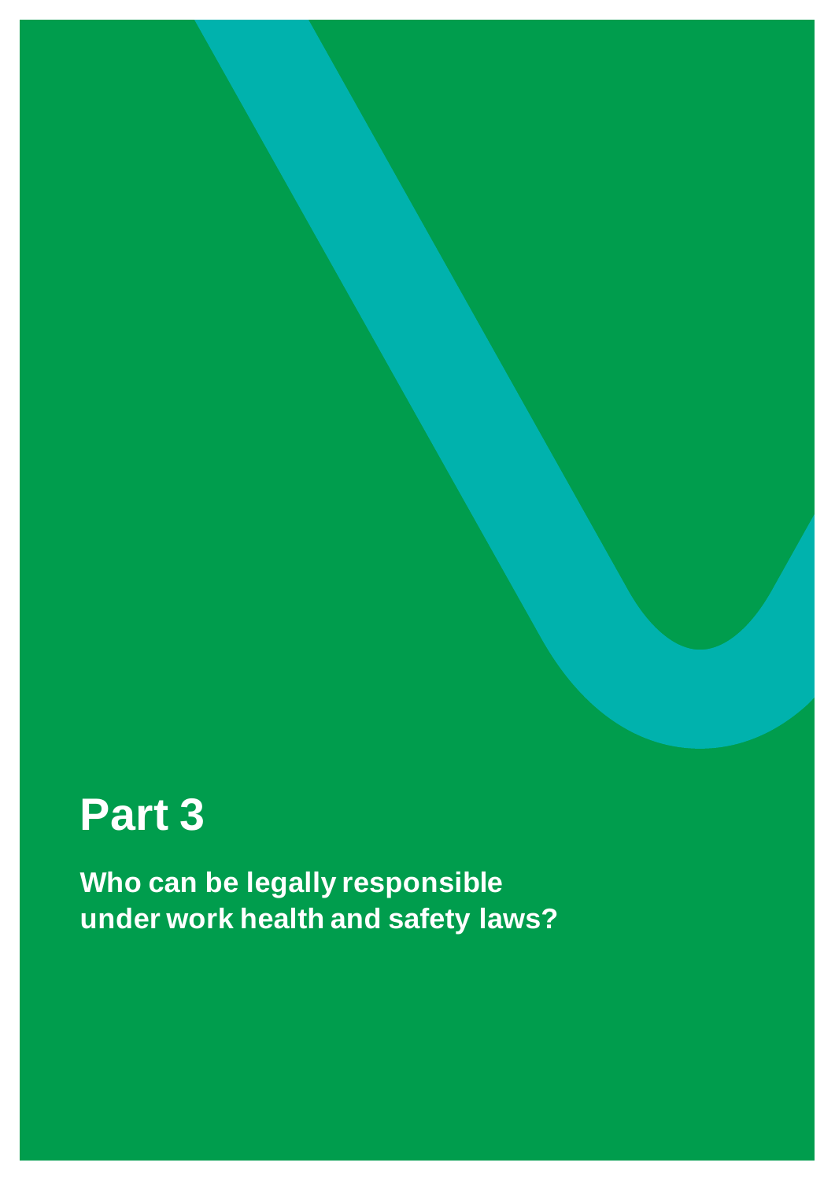# Part 3

**Who can be legally responsible under work health and safety laws?**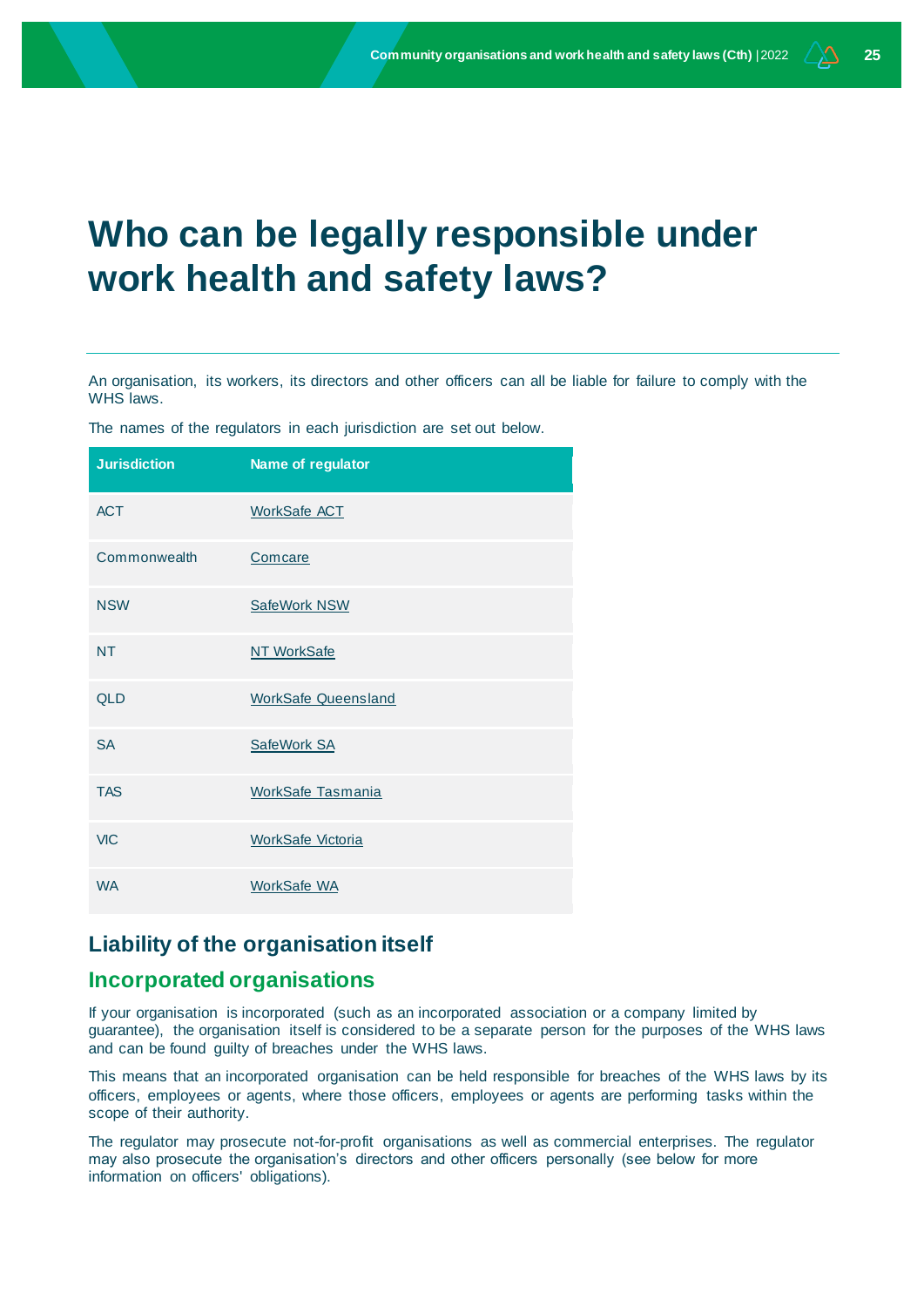# Who can be legally responsible under work health and safety laws?

An organisation, its workers, its directors and other officers can all be liable for failure to comply with the WHS laws.

The names of the regulators in each jurisdiction are set out below.

| Jurisdiction | Name of regulator |
|---|---|
| ACT | WorkSafe ACT |
| Commonwealth | Comcare |
| NSW | SafeWork NSW |
| NT | NT WorkSafe |
| QLD | WorkSafe Queensland |
| SA | SafeWork SA |
| TAS | WorkSafe Tasmania |
| VIC | WorkSafe Victoria |
| WA | WorkSafe WA |

## Liability of the organisation itself

### Incorporated organisations

If your organisation is incorporated (such as an incorporated association or a company limited by guarantee), the organisation itself is considered to be a separate person for the purposes of the WHS laws and can be found guilty of breaches under the WHS laws.

This means that an incorporated organisation can be held responsible for breaches of the WHS laws by its officers, employees or agents, where those officers, employees or agents are performing tasks within the scope of their authority.

The regulator may prosecute not-for-profit organisations as well as commercial enterprises. The regulator may also prosecute the organisation's directors and other officers personally (see below for more information on officers' obligations).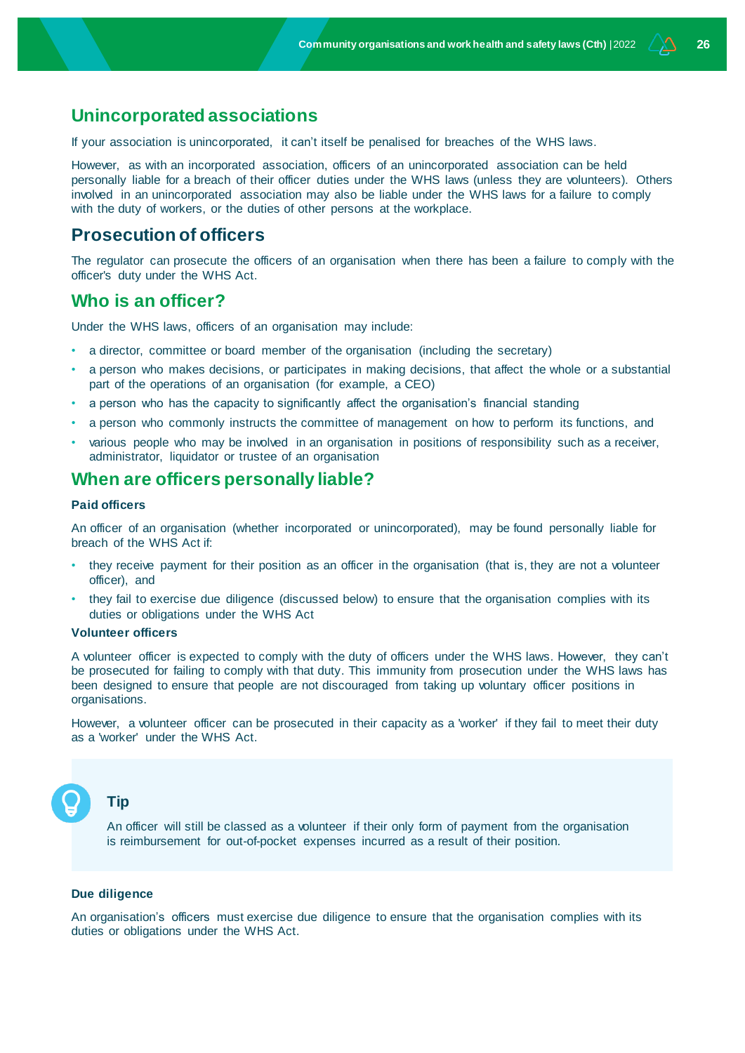## Unincorporated associations

If your association is unincorporated, it can't itself be penalised for breaches of the WHS laws.

However, as with an incorporated association, officers of an unincorporated association can be held personally liable for a breach of their officer duties under the WHS laws (unless they are volunteers). Others involved in an unincorporated association may also be liable under the WHS laws for a failure to comply with the duty of workers, or the duties of other persons at the workplace.

## Prosecution of officers

The regulator can prosecute the officers of an organisation when there has been a failure to comply with the officer's duty under the WHS Act.

## Who is an officer?

Under the WHS laws, officers of an organisation may include:

- a director, committee or board member of the organisation (including the secretary)
- a person who makes decisions, or participates in making decisions, that affect the whole or a substantial part of the operations of an organisation (for example, a CEO)
- a person who has the capacity to significantly affect the organisation's financial standing
- a person who commonly instructs the committee of management on how to perform its functions, and
- various people who may be involved in an organisation in positions of responsibility such as a receiver, administrator, liquidator or trustee of an organisation

## When are officers personally liable?

### Paid officers

An officer of an organisation (whether incorporated or unincorporated), may be found personally liable for breach of the WHS Act if:

- they receive payment for their position as an officer in the organisation (that is, they are not a volunteer officer), and
- they fail to exercise due diligence (discussed below) to ensure that the organisation complies with its duties or obligations under the WHS Act

### Volunteer officers

A volunteer officer is expected to comply with the duty of officers under the WHS laws. However, they can't be prosecuted for failing to comply with that duty. This immunity from prosecution under the WHS laws has been designed to ensure that people are not discouraged from taking up voluntary officer positions in organisations.

However, a volunteer officer can be prosecuted in their capacity as a 'worker' if they fail to meet their duty as a 'worker' under the WHS Act.

> **Tip**
>
> An officer will still be classed as a volunteer if their only form of payment from the organisation is reimbursement for out-of-pocket expenses incurred as a result of their position.

### Due diligence

An organisation's officers must exercise due diligence to ensure that the organisation complies with its duties or obligations under the WHS Act.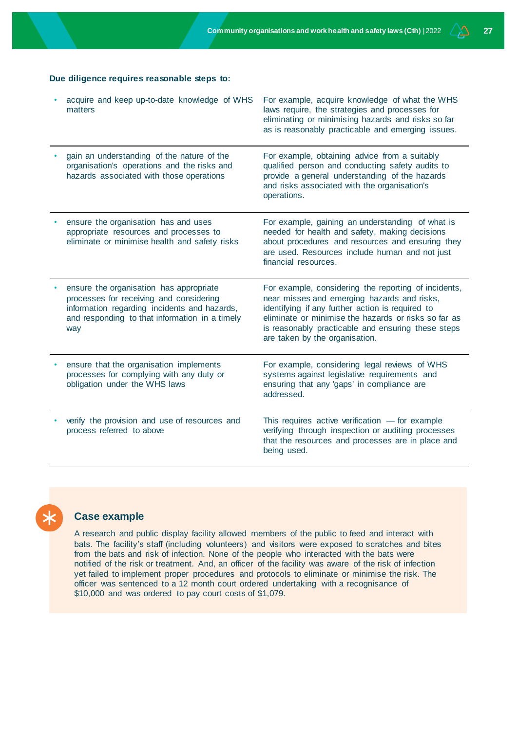**Due diligence requires reasonable steps to:**

| | |
|---|---|
| • acquire and keep up-to-date knowledge of WHS matters | For example, acquire knowledge of what the WHS laws require, the strategies and processes for eliminating or minimising hazards and risks so far as is reasonably practicable and emerging issues. |
| • gain an understanding of the nature of the organisation's operations and the risks and hazards associated with those operations | For example, obtaining advice from a suitably qualified person and conducting safety audits to provide a general understanding of the hazards and risks associated with the organisation's operations. |
| • ensure the organisation has and uses appropriate resources and processes to eliminate or minimise health and safety risks | For example, gaining an understanding of what is needed for health and safety, making decisions about procedures and resources and ensuring they are used. Resources include human and not just financial resources. |
| • ensure the organisation has appropriate processes for receiving and considering information regarding incidents and hazards, and responding to that information in a timely way | For example, considering the reporting of incidents, near misses and emerging hazards and risks, identifying if any further action is required to eliminate or minimise the hazards or risks so far as is reasonably practicable and ensuring these steps are taken by the organisation. |
| • ensure that the organisation implements processes for complying with any duty or obligation under the WHS laws | For example, considering legal reviews of WHS systems against legislative requirements and ensuring that any 'gaps' in compliance are addressed. |
| • verify the provision and use of resources and process referred to above | This requires active verification — for example verifying through inspection or auditing processes that the resources and processes are in place and being used. |

### Case example

A research and public display facility allowed members of the public to feed and interact with bats. The facility's staff (including volunteers) and visitors were exposed to scratches and bites from the bats and risk of infection. None of the people who interacted with the bats were notified of the risk or treatment. And, an officer of the facility was aware of the risk of infection yet failed to implement proper procedures and protocols to eliminate or minimise the risk. The officer was sentenced to a 12 month court ordered undertaking with a recognisance of $10,000 and was ordered to pay court costs of $1,079.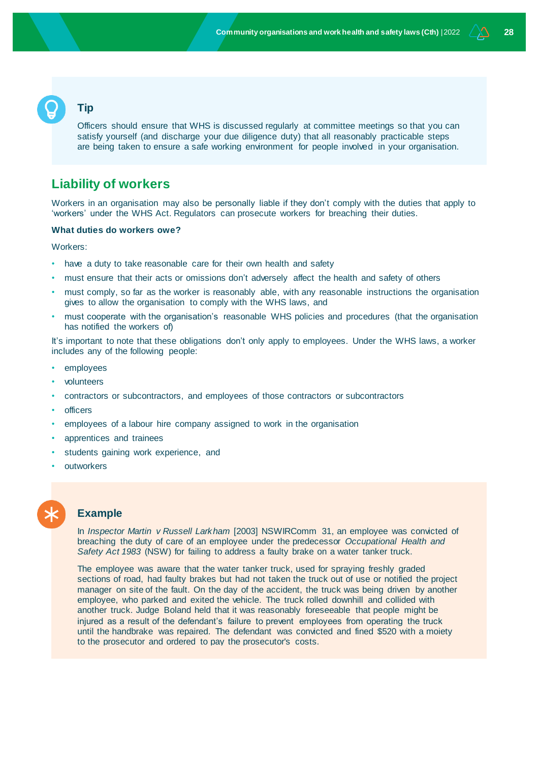### Tip

Officers should ensure that WHS is discussed regularly at committee meetings so that you can satisfy yourself (and discharge your due diligence duty) that all reasonably practicable steps are being taken to ensure a safe working environment for people involved in your organisation.

## Liability of workers

Workers in an organisation may also be personally liable if they don't comply with the duties that apply to 'workers' under the WHS Act. Regulators can prosecute workers for breaching their duties.

**What duties do workers owe?**

Workers:

- have a duty to take reasonable care for their own health and safety
- must ensure that their acts or omissions don't adversely affect the health and safety of others
- must comply, so far as the worker is reasonably able, with any reasonable instructions the organisation gives to allow the organisation to comply with the WHS laws, and
- must cooperate with the organisation's reasonable WHS policies and procedures (that the organisation has notified the workers of)

It's important to note that these obligations don't only apply to employees. Under the WHS laws, a worker includes any of the following people:

- employees
- volunteers
- contractors or subcontractors, and employees of those contractors or subcontractors
- officers
- employees of a labour hire company assigned to work in the organisation
- apprentices and trainees
- students gaining work experience, and
- outworkers

### Example

In *Inspector Martin v Russell Larkham* [2003] NSWIRComm 31, an employee was convicted of breaching the duty of care of an employee under the predecessor *Occupational Health and Safety Act 1983* (NSW) for failing to address a faulty brake on a water tanker truck.

The employee was aware that the water tanker truck, used for spraying freshly graded sections of road, had faulty brakes but had not taken the truck out of use or notified the project manager on site of the fault. On the day of the accident, the truck was being driven by another employee, who parked and exited the vehicle. The truck rolled downhill and collided with another truck. Judge Boland held that it was reasonably foreseeable that people might be injured as a result of the defendant's failure to prevent employees from operating the truck until the handbrake was repaired. The defendant was convicted and fined $520 with a moiety to the prosecutor and ordered to pay the prosecutor's costs.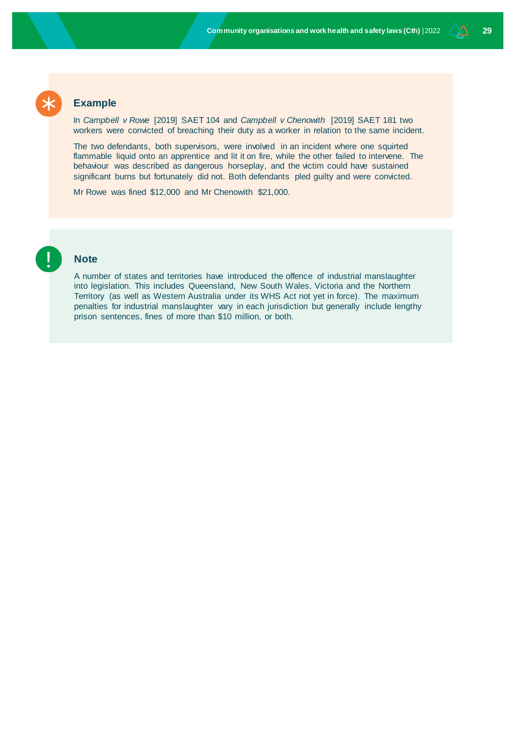### Example

In *Campbell v Rowe* [2019] SAET 104 and *Campbell v Chenowith* [2019] SAET 181 two workers were convicted of breaching their duty as a worker in relation to the same incident.

The two defendants, both supervisors, were involved in an incident where one squirted flammable liquid onto an apprentice and lit it on fire, while the other failed to intervene. The behaviour was described as dangerous horseplay, and the victim could have sustained significant burns but fortunately did not. Both defendants pled guilty and were convicted.

Mr Rowe was fined $12,000 and Mr Chenowith $21,000.

### Note

A number of states and territories have introduced the offence of industrial manslaughter into legislation. This includes Queensland, New South Wales, Victoria and the Northern Territory (as well as Western Australia under its WHS Act not yet in force). The maximum penalties for industrial manslaughter vary in each jurisdiction but generally include lengthy prison sentences, fines of more than $10 million, or both.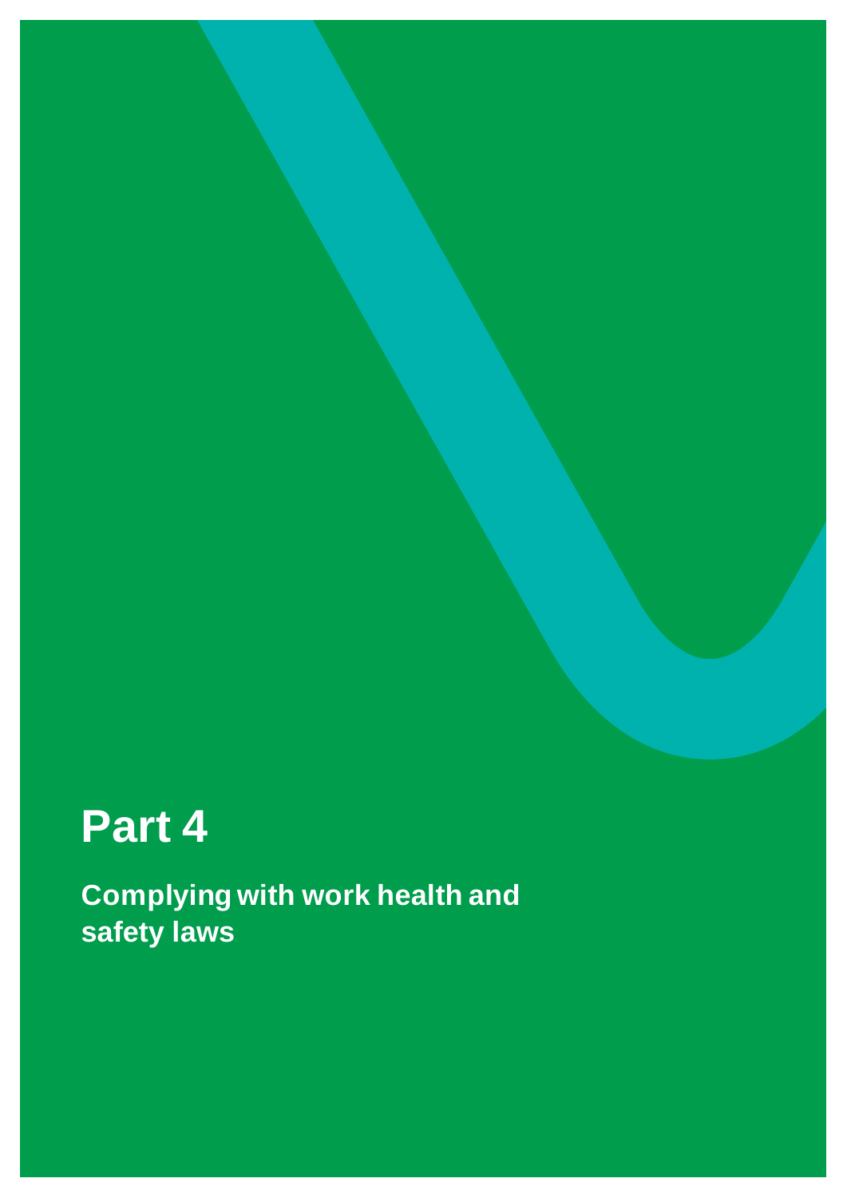# Part 4

## Complying with work health and safety laws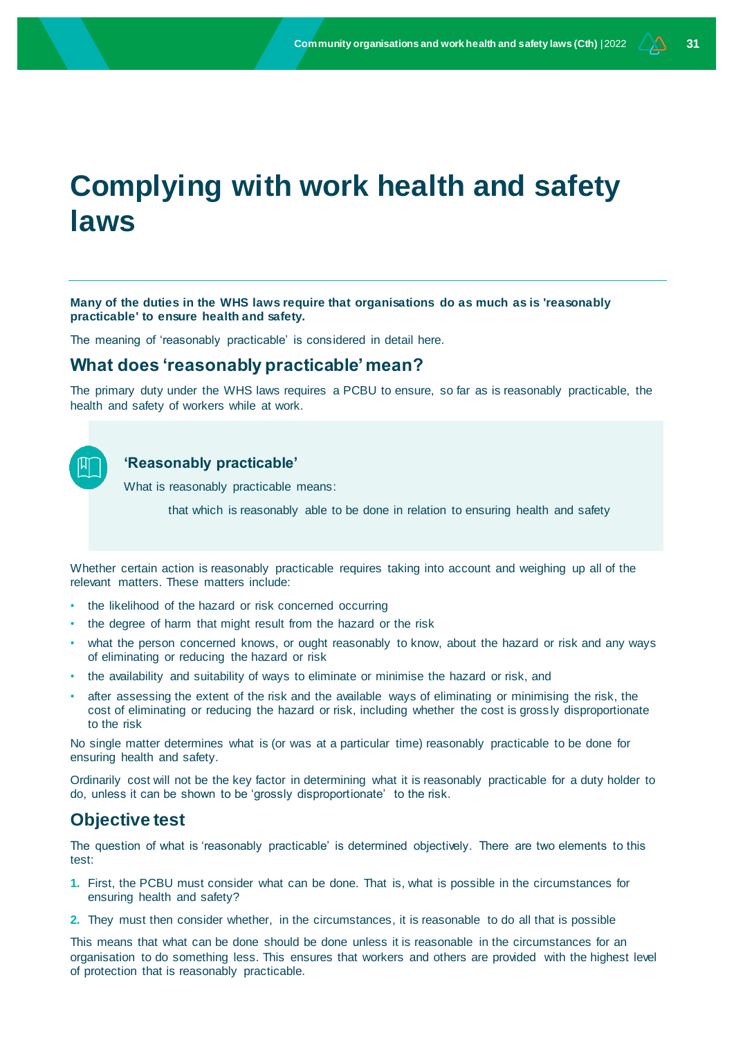# Complying with work health and safety laws

**Many of the duties in the WHS laws require that organisations do as much as is 'reasonably practicable' to ensure health and safety.**

The meaning of ‘reasonably practicable’ is considered in detail here.

## What does ‘reasonably practicable’ mean?

The primary duty under the WHS laws requires a PCBU to ensure, so far as is reasonably practicable, the health and safety of workers while at work.

### ‘Reasonably practicable’

What is reasonably practicable means:

> that which is reasonably able to be done in relation to ensuring health and safety

Whether certain action is reasonably practicable requires taking into account and weighing up all of the relevant matters. These matters include:

- the likelihood of the hazard or risk concerned occurring
- the degree of harm that might result from the hazard or the risk
- what the person concerned knows, or ought reasonably to know, about the hazard or risk and any ways of eliminating or reducing the hazard or risk
- the availability and suitability of ways to eliminate or minimise the hazard or risk, and
- after assessing the extent of the risk and the available ways of eliminating or minimising the risk, the cost of eliminating or reducing the hazard or risk, including whether the cost is grossly disproportionate to the risk

No single matter determines what is (or was at a particular time) reasonably practicable to be done for ensuring health and safety.

Ordinarily cost will not be the key factor in determining what it is reasonably practicable for a duty holder to do, unless it can be shown to be ‘grossly disproportionate’ to the risk.

## Objective test

The question of what is ‘reasonably practicable’ is determined objectively. There are two elements to this test:

1. First, the PCBU must consider what can be done. That is, what is possible in the circumstances for ensuring health and safety?
2. They must then consider whether, in the circumstances, it is reasonable to do all that is possible

This means that what can be done should be done unless it is reasonable in the circumstances for an organisation to do something less. This ensures that workers and others are provided with the highest level of protection that is reasonably practicable.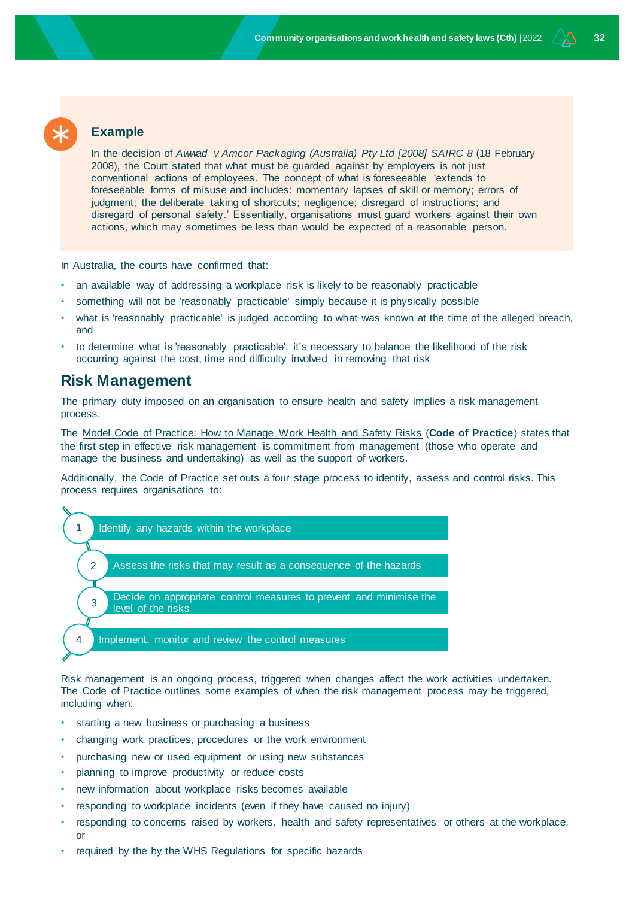### Example

In the decision of *Awwad v Amcor Packaging (Australia) Pty Ltd [2008] SAIRC 8* (18 February 2008), the Court stated that what must be guarded against by employers is not just conventional actions of employees. The concept of what is foreseeable 'extends to foreseeable forms of misuse and includes: momentary lapses of skill or memory; errors of judgment; the deliberate taking of shortcuts; negligence; disregard of instructions; and disregard of personal safety.' Essentially, organisations must guard workers against their own actions, which may sometimes be less than would be expected of a reasonable person.

In Australia, the courts have confirmed that:

- an available way of addressing a workplace risk is likely to be reasonably practicable
- something will not be 'reasonably practicable' simply because it is physically possible
- what is 'reasonably practicable' is judged according to what was known at the time of the alleged breach, and
- to determine what is 'reasonably practicable', it's necessary to balance the likelihood of the risk occurring against the cost, time and difficulty involved in removing that risk

## Risk Management

The primary duty imposed on an organisation to ensure health and safety implies a risk management process.

The Model Code of Practice: How to Manage Work Health and Safety Risks (**Code of Practice**) states that the first step in effective risk management is commitment from management (those who operate and manage the business and undertaking) as well as the support of workers.

Additionally, the Code of Practice set outs a four stage process to identify, assess and control risks. This process requires organisations to:

1. Identify any hazards within the workplace
2. Assess the risks that may result as a consequence of the hazards
3. Decide on appropriate control measures to prevent and minimise the level of the risks
4. Implement, monitor and review the control measures

Risk management is an ongoing process, triggered when changes affect the work activities undertaken. The Code of Practice outlines some examples of when the risk management process may be triggered, including when:

- starting a new business or purchasing a business
- changing work practices, procedures or the work environment
- purchasing new or used equipment or using new substances
- planning to improve productivity or reduce costs
- new information about workplace risks becomes available
- responding to workplace incidents (even if they have caused no injury)
- responding to concerns raised by workers, health and safety representatives or others at the workplace, or
- required by the by the WHS Regulations for specific hazards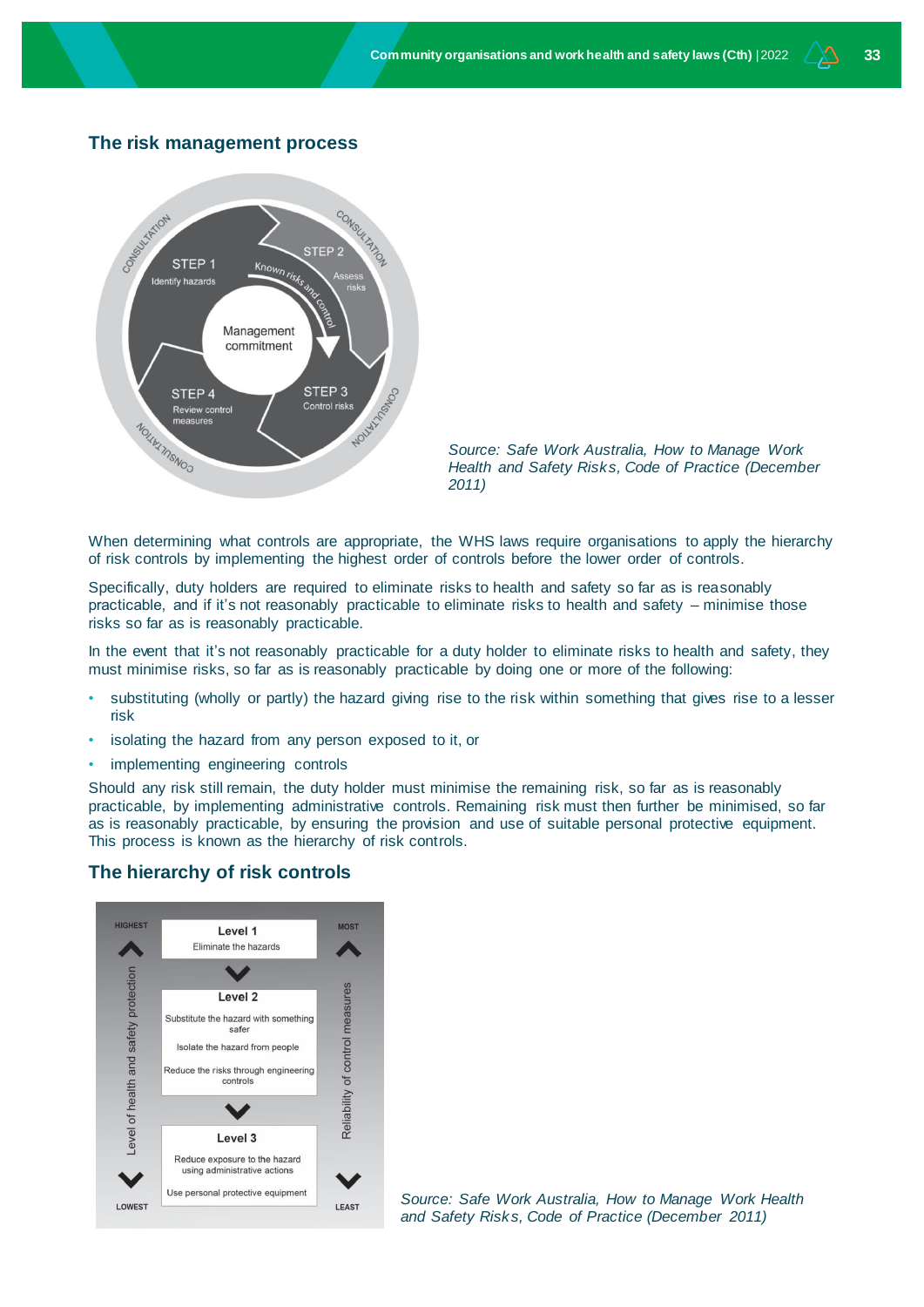## The risk management process

Source: *Safe Work Australia, How to Manage Work Health and Safety Risks, Code of Practice (December 2011)*

When determining what controls are appropriate, the WHS laws require organisations to apply the hierarchy of risk controls by implementing the highest order of controls before the lower order of controls.

Specifically, duty holders are required to eliminate risks to health and safety so far as is reasonably practicable, and if it's not reasonably practicable to eliminate risks to health and safety – minimise those risks so far as is reasonably practicable.

In the event that it's not reasonably practicable for a duty holder to eliminate risks to health and safety, they must minimise risks, so far as is reasonably practicable by doing one or more of the following:

- substituting (wholly or partly) the hazard giving rise to the risk within something that gives rise to a lesser risk
- isolating the hazard from any person exposed to it, or
- implementing engineering controls

Should any risk still remain, the duty holder must minimise the remaining risk, so far as is reasonably practicable, by implementing administrative controls. Remaining risk must then further be minimised, so far as is reasonably practicable, by ensuring the provision and use of suitable personal protective equipment. This process is known as the hierarchy of risk controls.

## The hierarchy of risk controls

Source: *Safe Work Australia, How to Manage Work Health and Safety Risks, Code of Practice (December 2011)*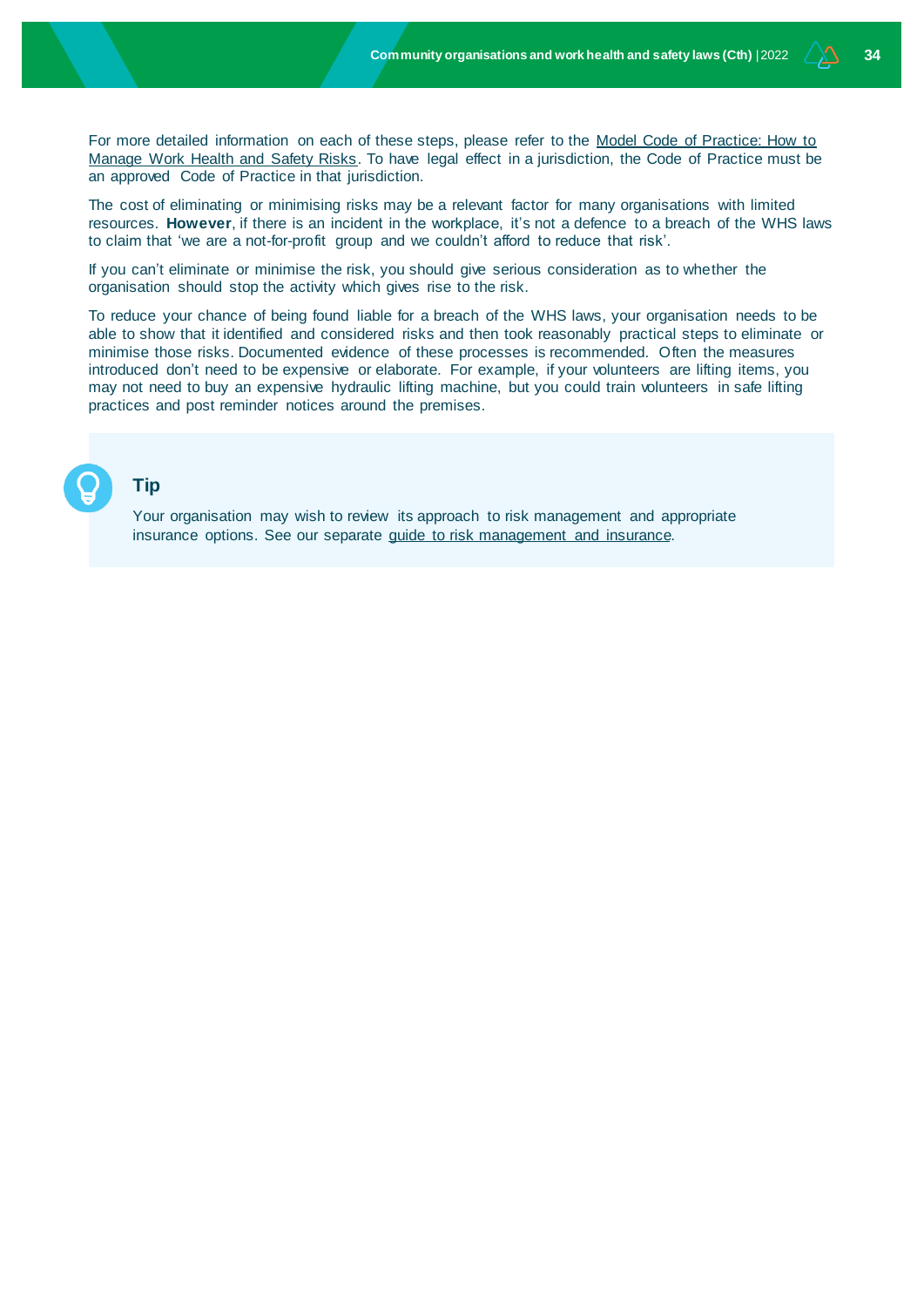For more detailed information on each of these steps, please refer to the Model Code of Practice: How to Manage Work Health and Safety Risks. To have legal effect in a jurisdiction, the Code of Practice must be an approved Code of Practice in that jurisdiction.

The cost of eliminating or minimising risks may be a relevant factor for many organisations with limited resources. **However**, if there is an incident in the workplace, it's not a defence to a breach of the WHS laws to claim that 'we are a not-for-profit group and we couldn't afford to reduce that risk'.

If you can't eliminate or minimise the risk, you should give serious consideration as to whether the organisation should stop the activity which gives rise to the risk.

To reduce your chance of being found liable for a breach of the WHS laws, your organisation needs to be able to show that it identified and considered risks and then took reasonably practical steps to eliminate or minimise those risks. Documented evidence of these processes is recommended. Often the measures introduced don't need to be expensive or elaborate. For example, if your volunteers are lifting items, you may not need to buy an expensive hydraulic lifting machine, but you could train volunteers in safe lifting practices and post reminder notices around the premises.

### Tip

Your organisation may wish to review its approach to risk management and appropriate insurance options. See our separate guide to risk management and insurance.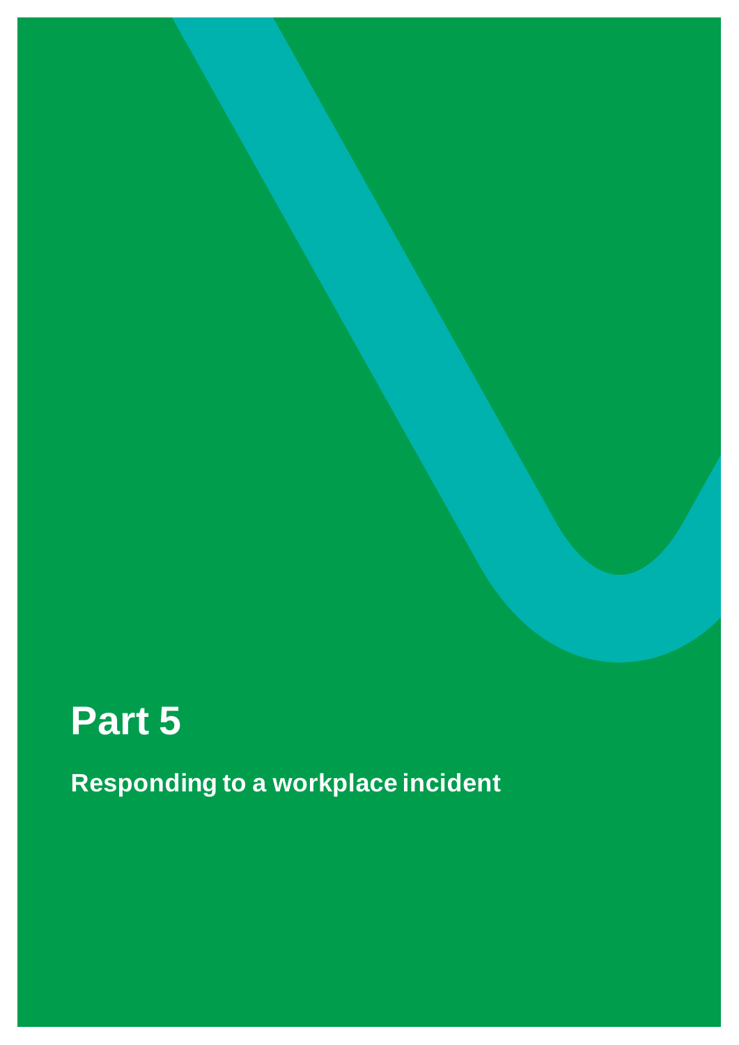# Part 5

## Responding to a workplace incident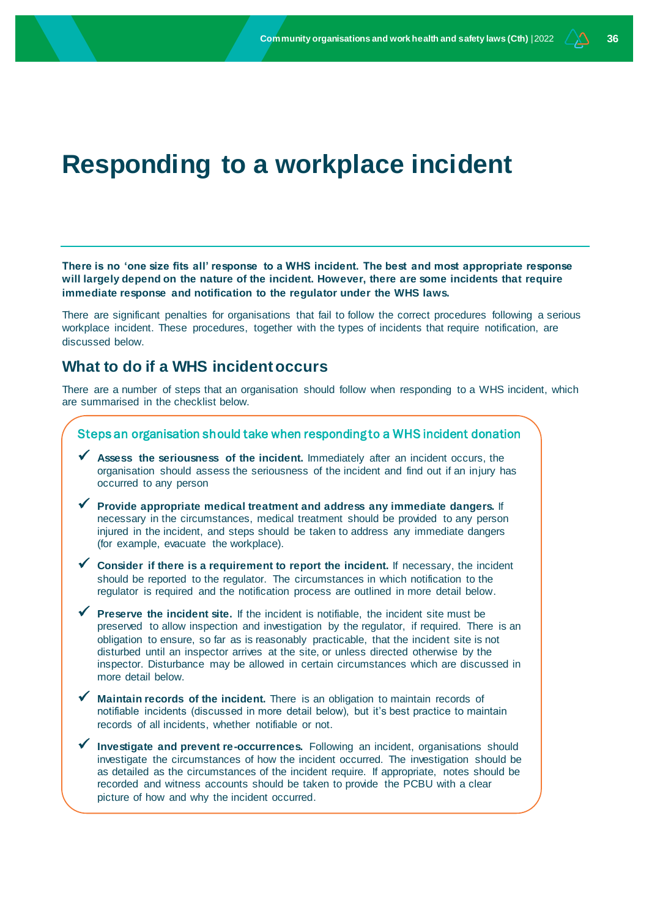# Responding to a workplace incident

**There is no 'one size fits all' response to a WHS incident. The best and most appropriate response will largely depend on the nature of the incident. However, there are some incidents that require immediate response and notification to the regulator under the WHS laws.**

There are significant penalties for organisations that fail to follow the correct procedures following a serious workplace incident. These procedures, together with the types of incidents that require notification, are discussed below.

## What to do if a WHS incident occurs

There are a number of steps that an organisation should follow when responding to a WHS incident, which are summarised in the checklist below.

### Steps an organisation should take when responding to a WHS incident donation

- ✓ **Assess the seriousness of the incident.** Immediately after an incident occurs, the organisation should assess the seriousness of the incident and find out if an injury has occurred to any person
- ✓ **Provide appropriate medical treatment and address any immediate dangers.** If necessary in the circumstances, medical treatment should be provided to any person injured in the incident, and steps should be taken to address any immediate dangers (for example, evacuate the workplace).
- ✓ **Consider if there is a requirement to report the incident.** If necessary, the incident should be reported to the regulator. The circumstances in which notification to the regulator is required and the notification process are outlined in more detail below.
- ✓ **Preserve the incident site.** If the incident is notifiable, the incident site must be preserved to allow inspection and investigation by the regulator, if required. There is an obligation to ensure, so far as is reasonably practicable, that the incident site is not disturbed until an inspector arrives at the site, or unless directed otherwise by the inspector. Disturbance may be allowed in certain circumstances which are discussed in more detail below.
- ✓ **Maintain records of the incident.** There is an obligation to maintain records of notifiable incidents (discussed in more detail below), but it's best practice to maintain records of all incidents, whether notifiable or not.
- ✓ **Investigate and prevent re-occurrences.** Following an incident, organisations should investigate the circumstances of how the incident occurred. The investigation should be as detailed as the circumstances of the incident require. If appropriate, notes should be recorded and witness accounts should be taken to provide the PCBU with a clear picture of how and why the incident occurred.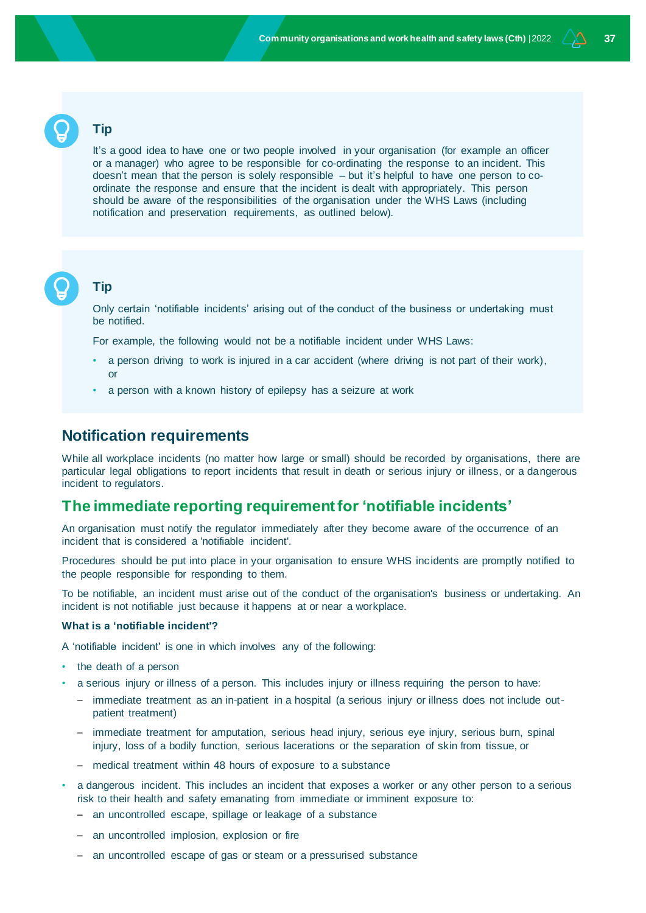### Tip

It's a good idea to have one or two people involved in your organisation (for example an officer or a manager) who agree to be responsible for co-ordinating the response to an incident. This doesn't mean that the person is solely responsible – but it's helpful to have one person to co-ordinate the response and ensure that the incident is dealt with appropriately. This person should be aware of the responsibilities of the organisation under the WHS Laws (including notification and preservation requirements, as outlined below).

### Tip

Only certain 'notifiable incidents' arising out of the conduct of the business or undertaking must be notified.

For example, the following would not be a notifiable incident under WHS Laws:

- a person driving to work is injured in a car accident (where driving is not part of their work), or
- a person with a known history of epilepsy has a seizure at work

## Notification requirements

While all workplace incidents (no matter how large or small) should be recorded by organisations, there are particular legal obligations to report incidents that result in death or serious injury or illness, or a dangerous incident to regulators.

## The immediate reporting requirement for 'notifiable incidents'

An organisation must notify the regulator immediately after they become aware of the occurrence of an incident that is considered a 'notifiable incident'.

Procedures should be put into place in your organisation to ensure WHS incidents are promptly notified to the people responsible for responding to them.

To be notifiable, an incident must arise out of the conduct of the organisation's business or undertaking. An incident is not notifiable just because it happens at or near a workplace.

**What is a 'notifiable incident'?**

A 'notifiable incident' is one in which involves any of the following:

- the death of a person
- a serious injury or illness of a person. This includes injury or illness requiring the person to have:
  - immediate treatment as an in-patient in a hospital (a serious injury or illness does not include out-patient treatment)
  - immediate treatment for amputation, serious head injury, serious eye injury, serious burn, spinal injury, loss of a bodily function, serious lacerations or the separation of skin from tissue, or
  - medical treatment within 48 hours of exposure to a substance
- a dangerous incident. This includes an incident that exposes a worker or any other person to a serious risk to their health and safety emanating from immediate or imminent exposure to:
  - an uncontrolled escape, spillage or leakage of a substance
  - an uncontrolled implosion, explosion or fire
  - an uncontrolled escape of gas or steam or a pressurised substance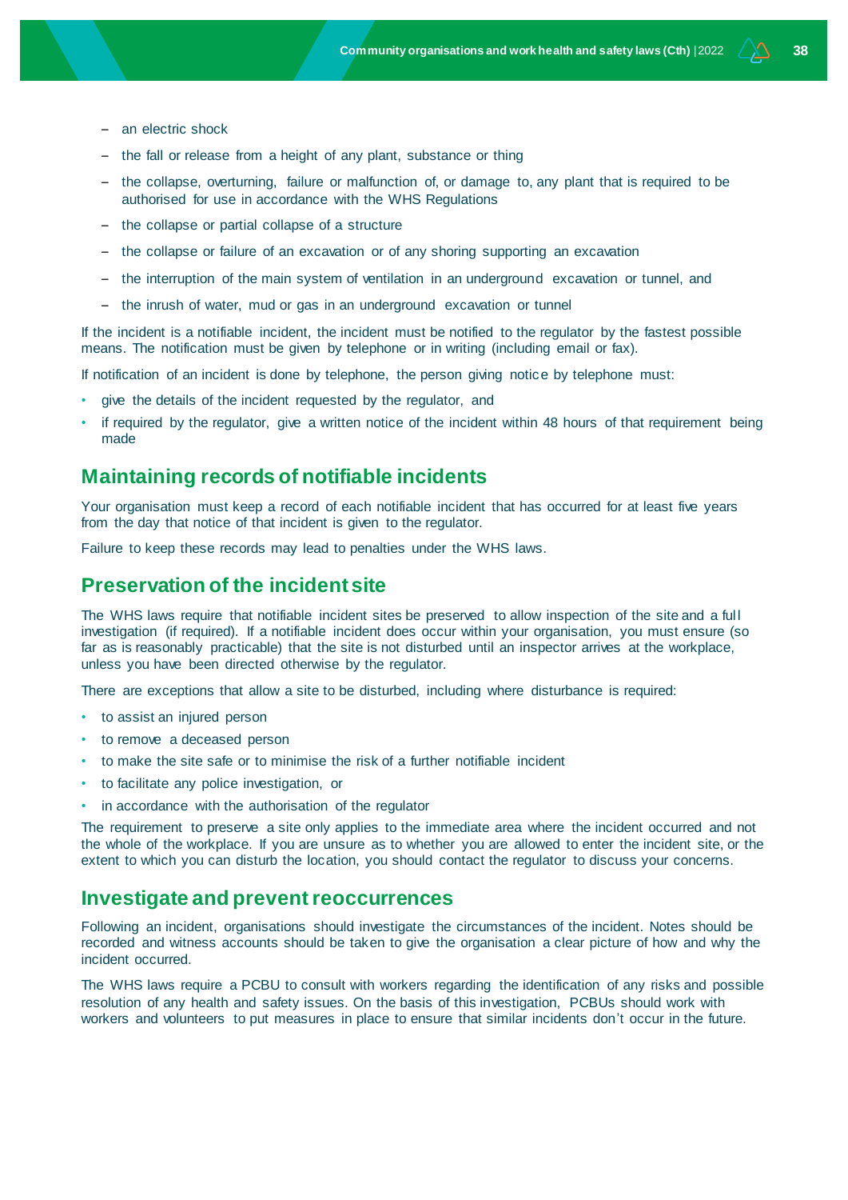- an electric shock
- the fall or release from a height of any plant, substance or thing
- the collapse, overturning, failure or malfunction of, or damage to, any plant that is required to be authorised for use in accordance with the WHS Regulations
- the collapse or partial collapse of a structure
- the collapse or failure of an excavation or of any shoring supporting an excavation
- the interruption of the main system of ventilation in an underground excavation or tunnel, and
- the inrush of water, mud or gas in an underground excavation or tunnel

If the incident is a notifiable incident, the incident must be notified to the regulator by the fastest possible means. The notification must be given by telephone or in writing (including email or fax).

If notification of an incident is done by telephone, the person giving notice by telephone must:

- give the details of the incident requested by the regulator, and
- if required by the regulator, give a written notice of the incident within 48 hours of that requirement being made

## Maintaining records of notifiable incidents

Your organisation must keep a record of each notifiable incident that has occurred for at least five years from the day that notice of that incident is given to the regulator.

Failure to keep these records may lead to penalties under the WHS laws.

## Preservation of the incident site

The WHS laws require that notifiable incident sites be preserved to allow inspection of the site and a full investigation (if required). If a notifiable incident does occur within your organisation, you must ensure (so far as is reasonably practicable) that the site is not disturbed until an inspector arrives at the workplace, unless you have been directed otherwise by the regulator.

There are exceptions that allow a site to be disturbed, including where disturbance is required:

- to assist an injured person
- to remove a deceased person
- to make the site safe or to minimise the risk of a further notifiable incident
- to facilitate any police investigation, or
- in accordance with the authorisation of the regulator

The requirement to preserve a site only applies to the immediate area where the incident occurred and not the whole of the workplace. If you are unsure as to whether you are allowed to enter the incident site, or the extent to which you can disturb the location, you should contact the regulator to discuss your concerns.

## Investigate and prevent reoccurrences

Following an incident, organisations should investigate the circumstances of the incident. Notes should be recorded and witness accounts should be taken to give the organisation a clear picture of how and why the incident occurred.

The WHS laws require a PCBU to consult with workers regarding the identification of any risks and possible resolution of any health and safety issues. On the basis of this investigation, PCBUs should work with workers and volunteers to put measures in place to ensure that similar incidents don't occur in the future.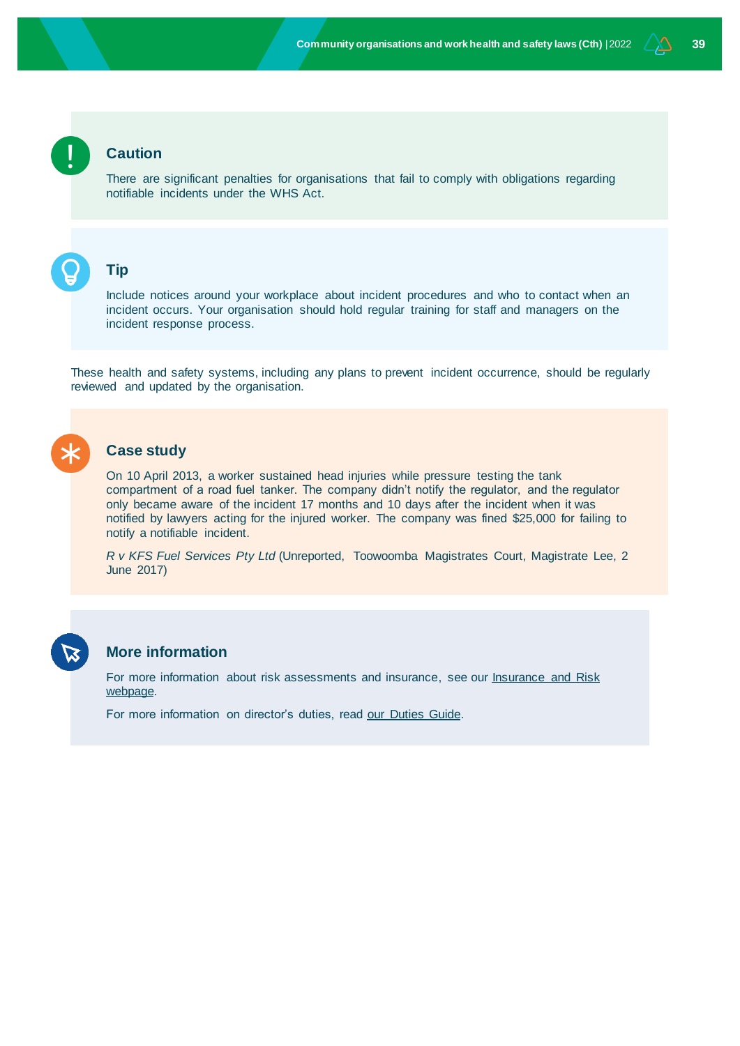### Caution

There are significant penalties for organisations that fail to comply with obligations regarding notifiable incidents under the WHS Act.

### Tip

Include notices around your workplace about incident procedures and who to contact when an incident occurs. Your organisation should hold regular training for staff and managers on the incident response process.

These health and safety systems, including any plans to prevent incident occurrence, should be regularly reviewed and updated by the organisation.

### Case study

On 10 April 2013, a worker sustained head injuries while pressure testing the tank compartment of a road fuel tanker. The company didn't notify the regulator, and the regulator only became aware of the incident 17 months and 10 days after the incident when it was notified by lawyers acting for the injured worker. The company was fined $25,000 for failing to notify a notifiable incident.

*R v KFS Fuel Services Pty Ltd* (Unreported, Toowoomba Magistrates Court, Magistrate Lee, 2 June 2017)

### More information

For more information about risk assessments and insurance, see our Insurance and Risk webpage.

For more information on director's duties, read our Duties Guide.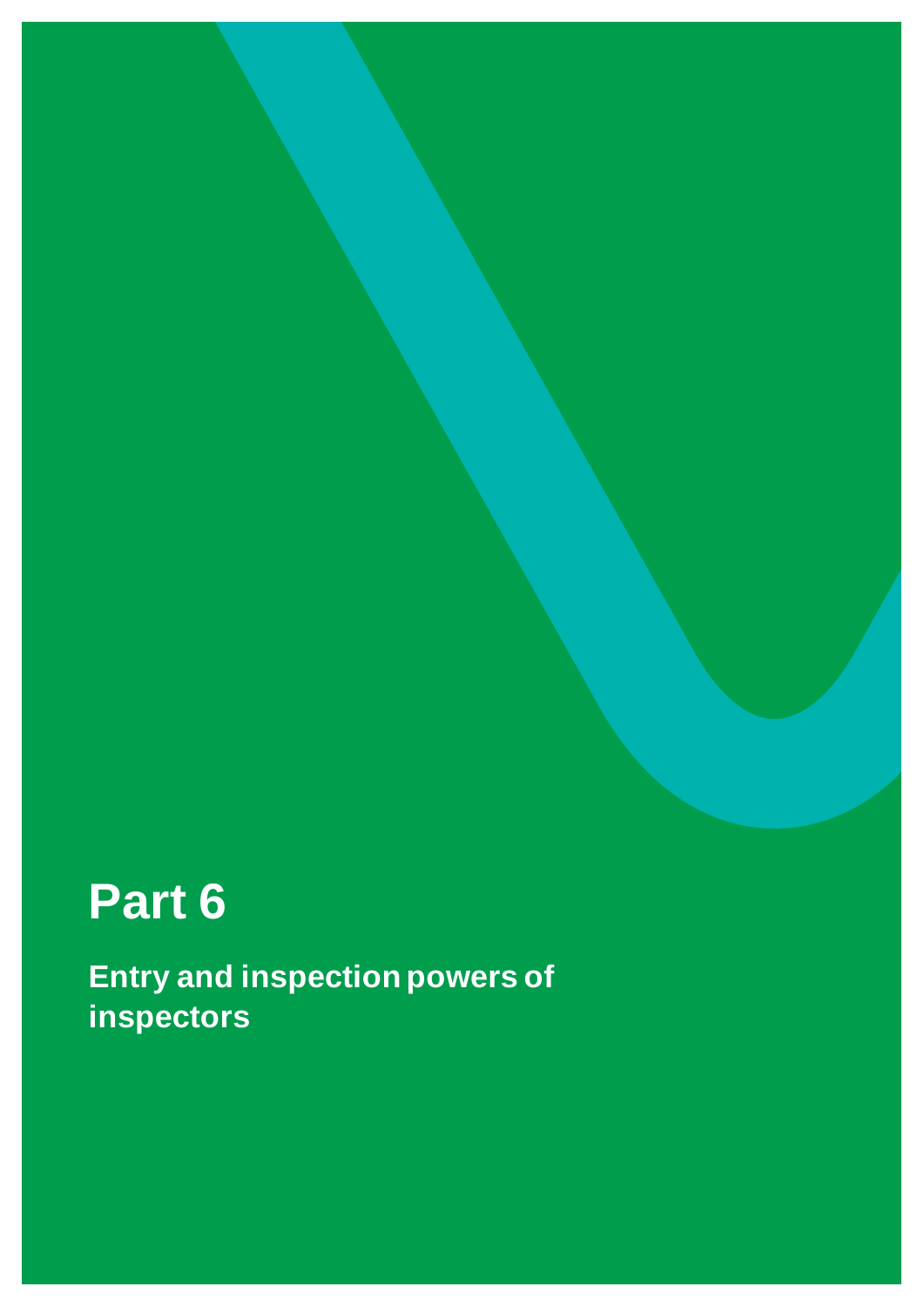# Part 6

## Entry and inspection powers of inspectors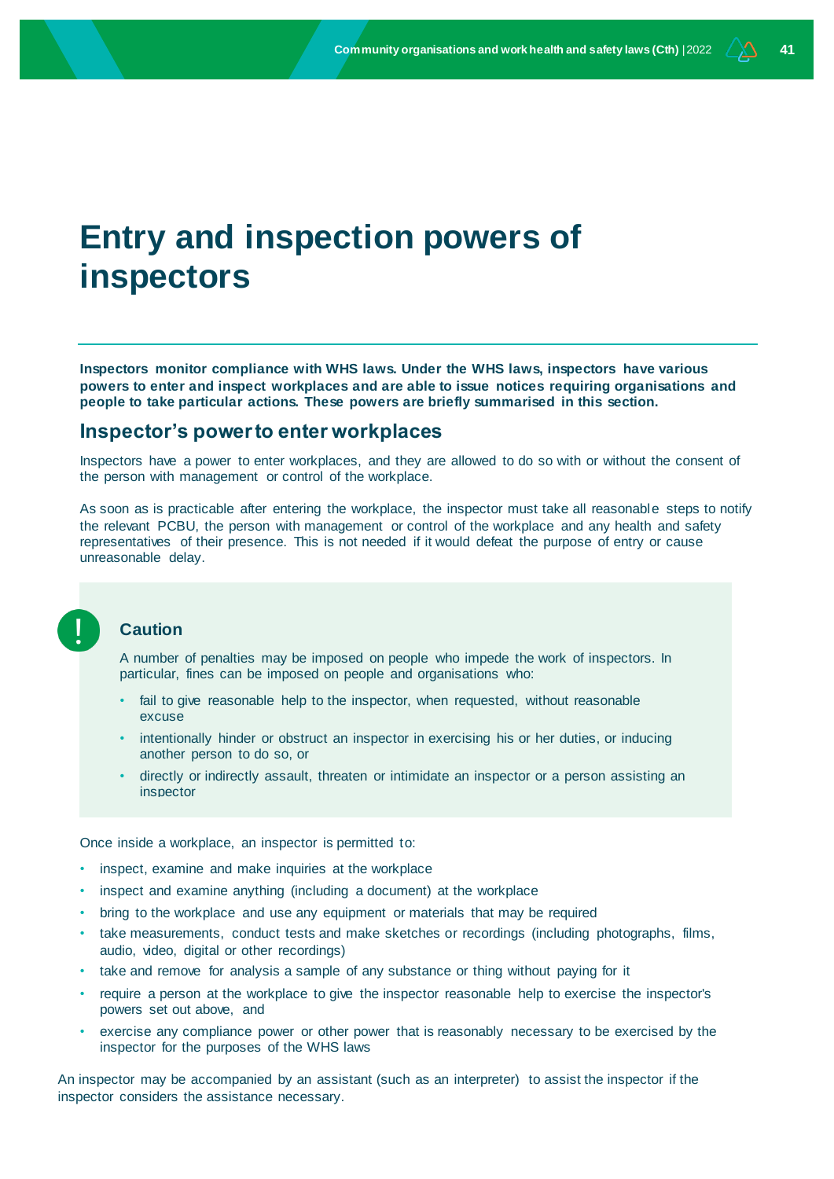# Entry and inspection powers of inspectors

**Inspectors monitor compliance with WHS laws. Under the WHS laws, inspectors have various powers to enter and inspect workplaces and are able to issue notices requiring organisations and people to take particular actions. These powers are briefly summarised in this section.**

## Inspector's power to enter workplaces

Inspectors have a power to enter workplaces, and they are allowed to do so with or without the consent of the person with management or control of the workplace.

As soon as is practicable after entering the workplace, the inspector must take all reasonable steps to notify the relevant PCBU, the person with management or control of the workplace and any health and safety representatives of their presence. This is not needed if it would defeat the purpose of entry or cause unreasonable delay.

> **Caution**
>
> A number of penalties may be imposed on people who impede the work of inspectors. In particular, fines can be imposed on people and organisations who:
>
> - fail to give reasonable help to the inspector, when requested, without reasonable excuse
> - intentionally hinder or obstruct an inspector in exercising his or her duties, or inducing another person to do so, or
> - directly or indirectly assault, threaten or intimidate an inspector or a person assisting an inspector

Once inside a workplace, an inspector is permitted to:

- inspect, examine and make inquiries at the workplace
- inspect and examine anything (including a document) at the workplace
- bring to the workplace and use any equipment or materials that may be required
- take measurements, conduct tests and make sketches or recordings (including photographs, films, audio, video, digital or other recordings)
- take and remove for analysis a sample of any substance or thing without paying for it
- require a person at the workplace to give the inspector reasonable help to exercise the inspector's powers set out above, and
- exercise any compliance power or other power that is reasonably necessary to be exercised by the inspector for the purposes of the WHS laws

An inspector may be accompanied by an assistant (such as an interpreter) to assist the inspector if the inspector considers the assistance necessary.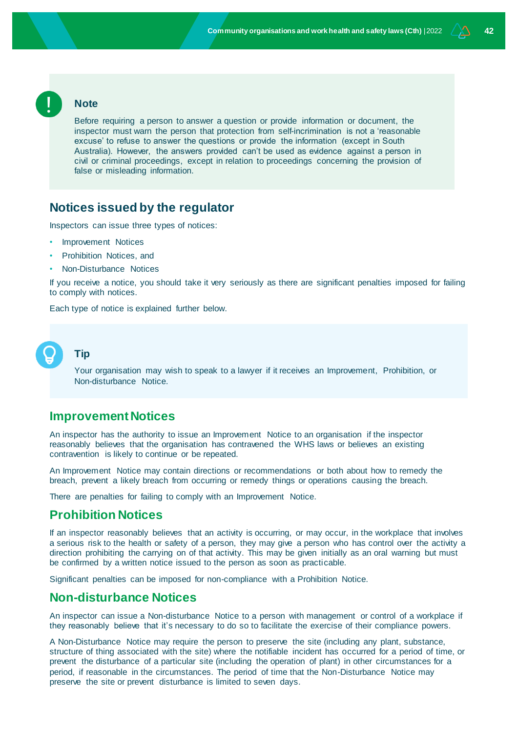> **Note**
>
> Before requiring a person to answer a question or provide information or document, the inspector must warn the person that protection from self-incrimination is not a 'reasonable excuse' to refuse to answer the questions or provide the information (except in South Australia). However, the answers provided can't be used as evidence against a person in civil or criminal proceedings, except in relation to proceedings concerning the provision of false or misleading information.

## Notices issued by the regulator

Inspectors can issue three types of notices:

- Improvement Notices
- Prohibition Notices, and
- Non-Disturbance Notices

If you receive a notice, you should take it very seriously as there are significant penalties imposed for failing to comply with notices.

Each type of notice is explained further below.

> **Tip**
>
> Your organisation may wish to speak to a lawyer if it receives an Improvement, Prohibition, or Non-disturbance Notice.

### Improvement Notices

An inspector has the authority to issue an Improvement Notice to an organisation if the inspector reasonably believes that the organisation has contravened the WHS laws or believes an existing contravention is likely to continue or be repeated.

An Improvement Notice may contain directions or recommendations or both about how to remedy the breach, prevent a likely breach from occurring or remedy things or operations causing the breach.

There are penalties for failing to comply with an Improvement Notice.

### Prohibition Notices

If an inspector reasonably believes that an activity is occurring, or may occur, in the workplace that involves a serious risk to the health or safety of a person, they may give a person who has control over the activity a direction prohibiting the carrying on of that activity. This may be given initially as an oral warning but must be confirmed by a written notice issued to the person as soon as practicable.

Significant penalties can be imposed for non-compliance with a Prohibition Notice.

### Non-disturbance Notices

An inspector can issue a Non-disturbance Notice to a person with management or control of a workplace if they reasonably believe that it's necessary to do so to facilitate the exercise of their compliance powers.

A Non-Disturbance Notice may require the person to preserve the site (including any plant, substance, structure of thing associated with the site) where the notifiable incident has occurred for a period of time, or prevent the disturbance of a particular site (including the operation of plant) in other circumstances for a period, if reasonable in the circumstances. The period of time that the Non-Disturbance Notice may preserve the site or prevent disturbance is limited to seven days.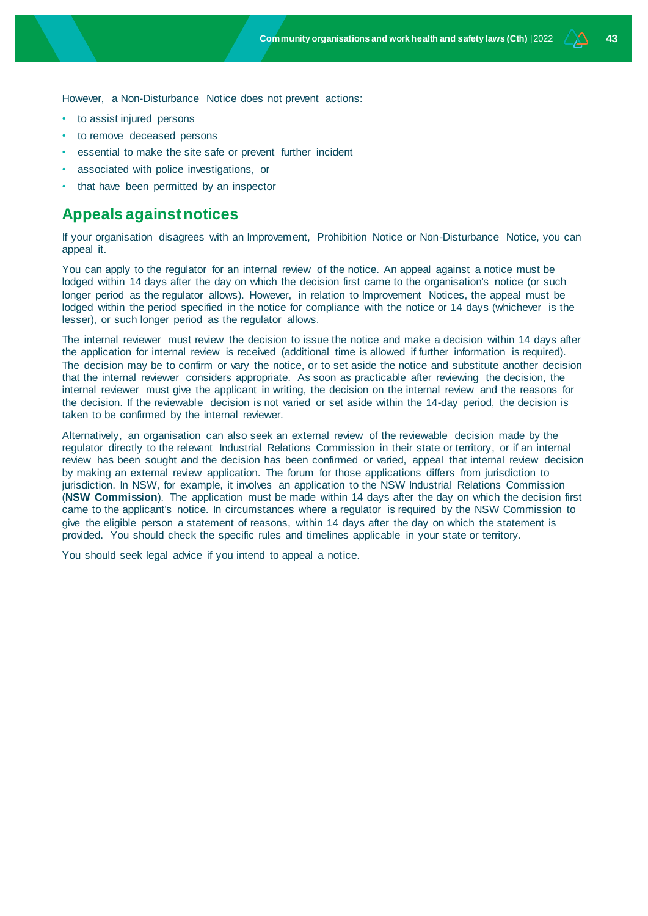However, a Non-Disturbance Notice does not prevent actions:

- to assist injured persons
- to remove deceased persons
- essential to make the site safe or prevent further incident
- associated with police investigations, or
- that have been permitted by an inspector

## Appeals against notices

If your organisation disagrees with an Improvement, Prohibition Notice or Non-Disturbance Notice, you can appeal it.

You can apply to the regulator for an internal review of the notice. An appeal against a notice must be lodged within 14 days after the day on which the decision first came to the organisation's notice (or such longer period as the regulator allows). However, in relation to Improvement Notices, the appeal must be lodged within the period specified in the notice for compliance with the notice or 14 days (whichever is the lesser), or such longer period as the regulator allows.

The internal reviewer must review the decision to issue the notice and make a decision within 14 days after the application for internal review is received (additional time is allowed if further information is required). The decision may be to confirm or vary the notice, or to set aside the notice and substitute another decision that the internal reviewer considers appropriate. As soon as practicable after reviewing the decision, the internal reviewer must give the applicant in writing, the decision on the internal review and the reasons for the decision. If the reviewable decision is not varied or set aside within the 14-day period, the decision is taken to be confirmed by the internal reviewer.

Alternatively, an organisation can also seek an external review of the reviewable decision made by the regulator directly to the relevant Industrial Relations Commission in their state or territory, or if an internal review has been sought and the decision has been confirmed or varied, appeal that internal review decision by making an external review application. The forum for those applications differs from jurisdiction to jurisdiction. In NSW, for example, it involves an application to the NSW Industrial Relations Commission (**NSW Commission**). The application must be made within 14 days after the day on which the decision first came to the applicant's notice. In circumstances where a regulator is required by the NSW Commission to give the eligible person a statement of reasons, within 14 days after the day on which the statement is provided. You should check the specific rules and timelines applicable in your state or territory.

You should seek legal advice if you intend to appeal a notice.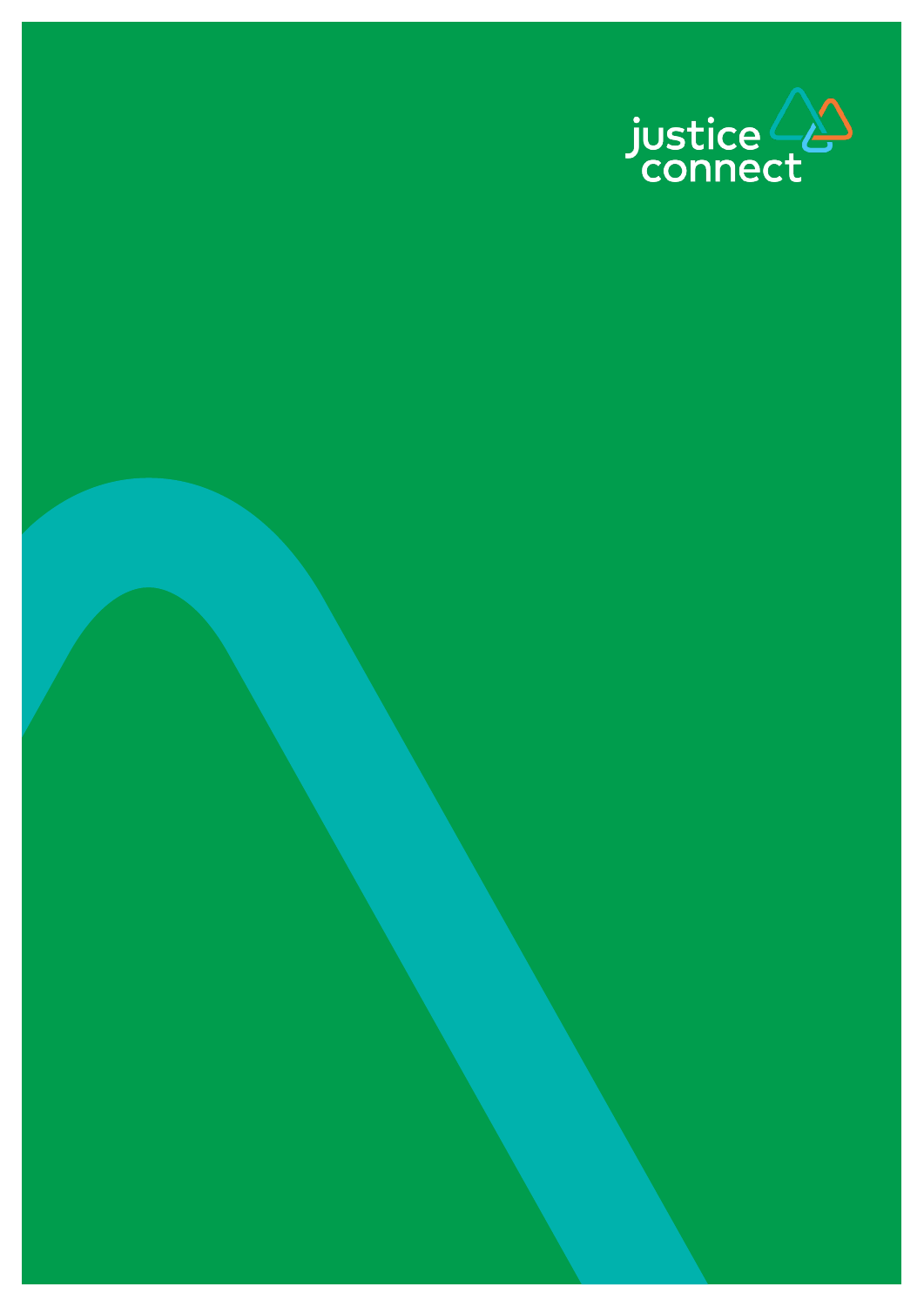justice connect